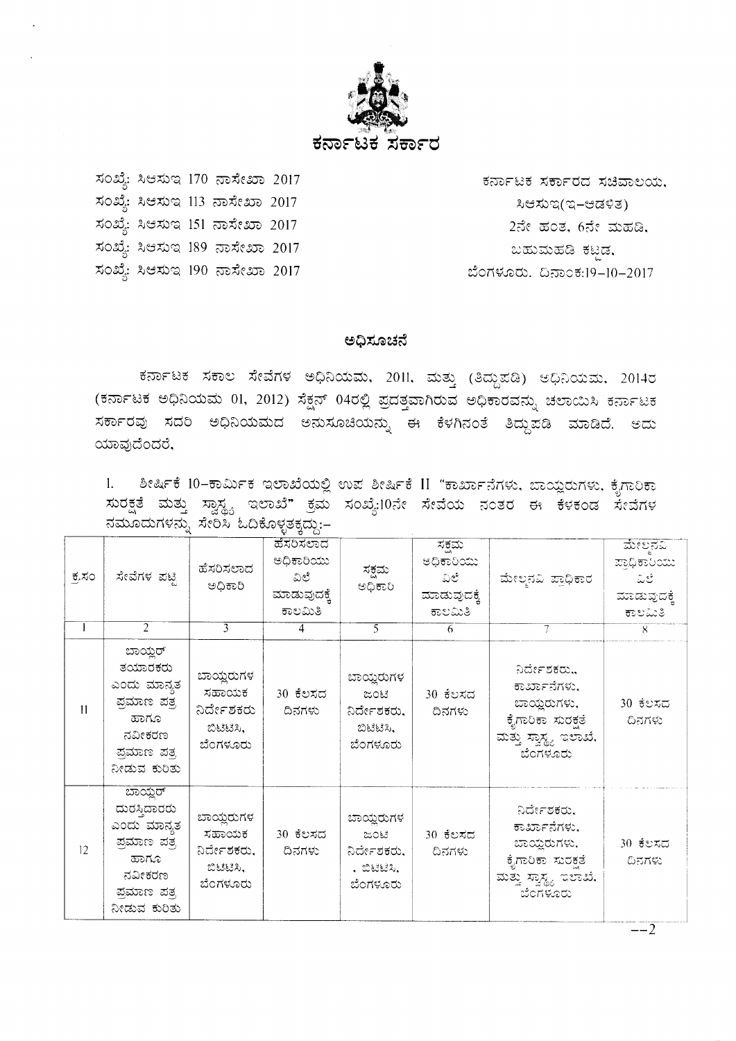# ಕರ್ನಾಟಕ ಸರ್ಕಾರ

ಸಂಖ್ಯೆ: ಸಿಆಸುಇ 170 ನಾಸೇಖಾ 2017
ಸಂಖ್ಯೆ: ಸಿಆಸುಇ 113 ನಾಸೇಖಾ 2017
ಸಂಖ್ಯೆ: ಸಿಆಸುಇ 151 ನಾಸೇಖಾ 2017
ಸಂಖ್ಯೆ: ಸಿಆಸುಇ 189 ನಾಸೇಖಾ 2017
ಸಂಖ್ಯೆ: ಸಿಆಸುಇ 190 ನಾಸೇಖಾ 2017

ಕರ್ನಾಟಕ ಸರ್ಕಾರದ ಸಚಿವಾಲಯ,
ಸಿಆಸುಇ(ಇ-ಆಡಳಿತ)
2ನೇ ಹಂತ, 6ನೇ ಮಹಡಿ,
ಬಹುಮಹಡಿ ಕಟ್ಟಡ,
ಬೆಂಗಳೂರು. ದಿನಾಂಕ:19-10-2017

## ಅಧಿಸೂಚನೆ

ಕರ್ನಾಟಕ ಸಕಾಲ ಸೇವೆಗಳ ಅಧಿನಿಯಮ, 2011, ಮತ್ತು (ತಿದ್ದುಪಡಿ) ಅಧಿನಿಯಮ, 2014ರ (ಕರ್ನಾಟಕ ಅಧಿನಿಯಮ 01, 2012) ಸೆಕ್ಷನ್ 04ರಲ್ಲಿ ಪ್ರದತ್ತವಾಗಿರುವ ಅಧಿಕಾರವನ್ನು ಚಲಾಯಿಸಿ ಕರ್ನಾಟಕ ಸರ್ಕಾರವು ಸದರಿ ಅಧಿನಿಯಮದ ಅನುಸೂಚಿಯನ್ನು ಈ ಕೆಳಗಿನಂತೆ ತಿದ್ದುಪಡಿ ಮಾಡಿದೆ. ಅದು ಯಾವುದೆಂದರೆ,

1. ಶೀರ್ಷಿಕೆ 10-ಕಾರ್ಮಿಕ ಇಲಾಖೆಯಲ್ಲಿ ಉಪ ಶೀರ್ಷಿಕೆ II "ಕಾರ್ಖಾನೆಗಳು, ಬಾಯ್ಲರುಗಳು, ಕೈಗಾರಿಕಾ ಸುರಕ್ಷತೆ ಮತ್ತು ಸ್ವಾಸ್ಥ್ಯ ಇಲಾಖೆ" ಕ್ರಮ ಸಂಖ್ಯೆ:10ನೇ ಸೇವೆಯ ನಂತರ ಈ ಕೆಳಕಂಡ ಸೇವೆಗಳ ನಮೂದುಗಳನ್ನು ಸೇರಿಸಿ ಓದಿಕೊಳ್ಳತಕ್ಕದ್ದು:-

| ಕ್ರ.ಸಂ | ಸೇವೆಗಳ ಪಟ್ಟಿ | ಹೆಸರಿಸಲಾದ ಅಧಿಕಾರಿ | ಹೆಸರಿಸಲಾದ ಅಧಿಕಾರಿಯು ವಿಲೆ ಮಾಡುವುದಕ್ಕೆ ಕಾಲಮಿತಿ | ಸಕ್ಷಮ ಅಧಿಕಾರಿ | ಸಕ್ಷಮ ಅಧಿಕಾರಿಯು ವಿಲೆ ಮಾಡುವುದಕ್ಕೆ ಕಾಲಮಿತಿ | ಮೇಲ್ಮನವಿ ಪ್ರಾಧಿಕಾರ | ಮೇಲ್ಮನವಿ ಪ್ರಾಧಿಕಾರಿಯು ವಿಲೆ ಮಾಡುವುದಕ್ಕೆ ಕಾಲಮಿತಿ |
|---|---|---|---|---|---|---|---|
| 1 | 2 | 3 | 4 | 5 | 6 | 7 | 8 |
| 11 | ಬಾಯ್ಲರ್ ತಯಾರಕರು ಎಂದು ಮಾನ್ಯತ ಪ್ರಮಾಣ ಪತ್ರ ಹಾಗೂ ನವೀಕರಣ ಪ್ರಮಾಣ ಪತ್ರ ನೀಡುವ ಕುರಿತು | ಬಾಯ್ಲರುಗಳ ಸಹಾಯಕ ನಿರ್ದೇಶಕರು ಬಿಟಿಟಿಸಿ, ಬೆಂಗಳೂರು | 30 ಕೆಲಸದ ದಿನಗಳು | ಬಾಯ್ಲರುಗಳ ಜಂಟಿ ನಿರ್ದೇಶಕರು, ಬಿಟಿಟಿಸಿ, ಬೆಂಗಳೂರು | 30 ಕೆಲಸದ ದಿನಗಳು | ನಿರ್ದೇಶಕರು,, ಕಾರ್ಖಾನೆಗಳು, ಬಾಯ್ಲರುಗಳು, ಕೈಗಾರಿಕಾ ಸುರಕ್ಷತೆ ಮತ್ತು ಸ್ವಾಸ್ಥ್ಯ ಇಲಾಖೆ, ಬೆಂಗಳೂರು | 30 ಕೆಲಸದ ದಿನಗಳು |
| 12 | ಬಾಯ್ಲರ್ ದುರಸ್ತಿದಾರರು ಎಂದು ಮಾನ್ಯತ ಪ್ರಮಾಣ ಪತ್ರ ಹಾಗೂ ನವೀಕರಣ ಪ್ರಮಾಣ ಪತ್ರ ನೀಡುವ ಕುರಿತು | ಬಾಯ್ಲರುಗಳ ಸಹಾಯಕ ನಿರ್ದೇಶಕರು, ಬಿಟಿಟಿಸಿ, ಬೆಂಗಳೂರು | 30 ಕೆಲಸದ ದಿನಗಳು | ಬಾಯ್ಲರುಗಳ ಜಂಟಿ ನಿರ್ದೇಶಕರು, , ಬಿಟಿಟಿಸಿ, ಬೆಂಗಳೂರು | 30 ಕೆಲಸದ ದಿನಗಳು | ನಿರ್ದೇಶಕರು, ಕಾರ್ಖಾನೆಗಳು, ಬಾಯ್ಲರುಗಳು, ಕೈಗಾರಿಕಾ ಸುರಕ್ಷತೆ ಮತ್ತು ಸ್ವಾಸ್ಥ್ಯ ಇಲಾಖೆ, ಬೆಂಗಳೂರು | 30 ಕೆಲಸದ ದಿನಗಳು |

--2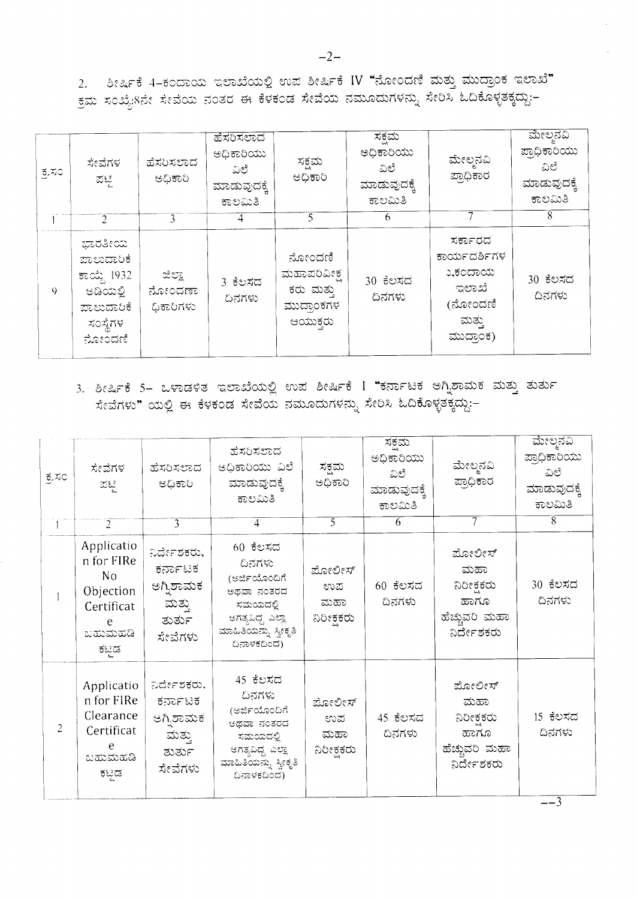2. ಶೀರ್ಷಿಕೆ 4-ಕಂದಾಯ ಇಲಾಖೆಯಲ್ಲಿ ಉಪ ಶೀರ್ಷಿಕೆ IV "ನೋಂದಣಿ ಮತ್ತು ಮುದ್ರಾಂಕ ಇಲಾಖೆ" ಕ್ರಮ ಸಂಖ್ಯೆ:8ನೇ ಸೇವೆಯ ನಂತರ ಈ ಕೆಳಕಂಡ ಸೇವೆಯ ನಮೂದುಗಳನ್ನು ಸೇರಿಸಿ ಓದಿಕೊಳ್ಳತಕ್ಕದ್ದು:-

| ಕ್ರ.ಸಂ | ಸೇವೆಗಳ ಪಟ್ಟಿ | ಹೆಸರಿಸಲಾದ ಅಧಿಕಾರಿ | ಹೆಸರಿಸಲಾದ ಅಧಿಕಾರಿಯು ವಿಲೆ ಮಾಡುವುದಕ್ಕೆ ಕಾಲಮಿತಿ | ಸಕ್ಷಮ ಅಧಿಕಾರಿ | ಸಕ್ಷಮ ಅಧಿಕಾರಿಯು ವಿಲೆ ಮಾಡುವುದಕ್ಕೆ ಕಾಲಮಿತಿ | ಮೇಲ್ಮನವಿ ಪ್ರಾಧಿಕಾರ | ಮೇಲ್ಮನವಿ ಪ್ರಾಧಿಕಾರಿಯು ವಿಲೆ ಮಾಡುವುದಕ್ಕೆ ಕಾಲಮಿತಿ |
|---|---|---|---|---|---|---|---|
| 1 | 2 | 3 | 4 | 5 | 6 | 7 | 8 |
| 9 | ಭಾರತೀಯ ಪಾಲುದಾರಿಕೆ ಕಾಯ್ದೆ 1932 ಅಡಿಯಲ್ಲಿ ಪಾಲುದಾರಿಕೆ ಸಂಸ್ಥೆಗಳ ನೋಂದಣಿ | ಜಿಲ್ಲಾ ನೋಂದಣಾಧಿಕಾರಿಗಳು | 3 ಕೆಲಸದ ದಿನಗಳು | ನೋಂದಣಿ ಮಹಾಪರಿವೀಕ್ಷಕರು ಮತ್ತು ಮುದ್ರಾಂಕಗಳ ಆಯುಕ್ತರು | 30 ಕೆಲಸದ ದಿನಗಳು | ಸರ್ಕಾರದ ಕಾರ್ಯದರ್ಶಿಗಳ ು,ಕಂದಾಯ ಇಲಾಖೆ (ನೋಂದಣಿ ಮತ್ತು ಮುದ್ರಾಂಕ) | 30 ಕೆಲಸದ ದಿನಗಳು |

3. ಶೀರ್ಷಿಕೆ 5- ಒಳಾಡಳಿತ ಇಲಾಖೆಯಲ್ಲಿ ಉಪ ಶೀರ್ಷಿಕೆ I "ಕರ್ನಾಟಕ ಅಗ್ನಿಶಾಮಕ ಮತ್ತು ತುರ್ತು ಸೇವೆಗಳು" ಯಲ್ಲಿ ಈ ಕೆಳಕಂಡ ಸೇವೆಯ ನಮೂದುಗಳನ್ನು ಸೇರಿಸಿ ಓದಿಕೊಳ್ಳತಕ್ಕದ್ದು:-

| ಕ್ರ.ಸಂ | ಸೇವೆಗಳ ಪಟ್ಟಿ | ಹೆಸರಿಸಲಾದ ಅಧಿಕಾರಿ | ಹೆಸರಿಸಲಾದ ಅಧಿಕಾರಿಯು ವಿಲೆ ಮಾಡುವುದಕ್ಕೆ ಕಾಲಮಿತಿ | ಸಕ್ಷಮ ಅಧಿಕಾರಿ | ಸಕ್ಷಮ ಅಧಿಕಾರಿಯು ವಿಲೆ ಮಾಡುವುದಕ್ಕೆ ಕಾಲಮಿತಿ | ಮೇಲ್ಮನವಿ ಪ್ರಾಧಿಕಾರ | ಮೇಲ್ಮನವಿ ಪ್ರಾಧಿಕಾರಿಯು ವಿಲೆ ಮಾಡುವುದಕ್ಕೆ ಕಾಲಮಿತಿ |
|---|---|---|---|---|---|---|---|
| 1 | 2 | 3 | 4 | 5 | 6 | 7 | 8 |
| 1 | Application for FIRe No Objection Certificate ಬಹುಮಹಡಿ ಕಟ್ಟಡ | ನಿರ್ದೇಶಕರು, ಕರ್ನಾಟಕ ಅಗ್ನಿಶಾಮಕ ಮತ್ತು ತುರ್ತು ಸೇವೆಗಳು | 60 ಕೆಲಸದ ದಿನಗಳು (ಅರ್ಜಿಯೊಂದಿಗೆ ಅಥವಾ ನಂತರದ ಸಮಯದಲ್ಲಿ ಅಗತ್ಯವಿದ್ದ ಎಲ್ಲಾ ಮಾಹಿತಿಯನ್ನು ಸ್ವೀಕೃತಿ ದಿನಾಂಕದಿಂದ) | ಪೋಲೀಸ್ ಉಪ ಮಹಾ ನಿರೀಕ್ಷಕರು | 60 ಕೆಲಸದ ದಿನಗಳು | ಪೋಲೀಸ್ ಮಹಾ ನಿರೀಕ್ಷಕರು ಹಾಗೂ ಹೆಚ್ಚುವರಿ ಮಹಾ ನಿರ್ದೇಶಕರು | 30 ಕೆಲಸದ ದಿನಗಳು |
| 2 | Application for FIRe Clearance Certificate ಬಹುಮಹಡಿ ಕಟ್ಟಡ | ನಿರ್ದೇಶಕರು, ಕರ್ನಾಟಕ ಅಗ್ನಿಶಾಮಕ ಮತ್ತು ತುರ್ತು ಸೇವೆಗಳು | 45 ಕೆಲಸದ ದಿನಗಳು (ಅರ್ಜಿಯೊಂದಿಗೆ ಅಥವಾ ನಂತರದ ಸಮಯದಲ್ಲಿ ಅಗತ್ಯವಿದ್ದ ಎಲ್ಲಾ ಮಾಹಿತಿಯನ್ನು ಸ್ವೀಕೃತಿ ದಿನಾಂಕದಿಂದ) | ಪೋಲೀಸ್ ಉಪ ಮಹಾ ನಿರೀಕ್ಷಕರು | 45 ಕೆಲಸದ ದಿನಗಳು | ಪೋಲೀಸ್ ಮಹಾ ನಿರೀಕ್ಷಕರು ಹಾಗೂ ಹೆಚ್ಚುವರಿ ಮಹಾ ನಿರ್ದೇಶಕರು | 15 ಕೆಲಸದ ದಿನಗಳು |

--3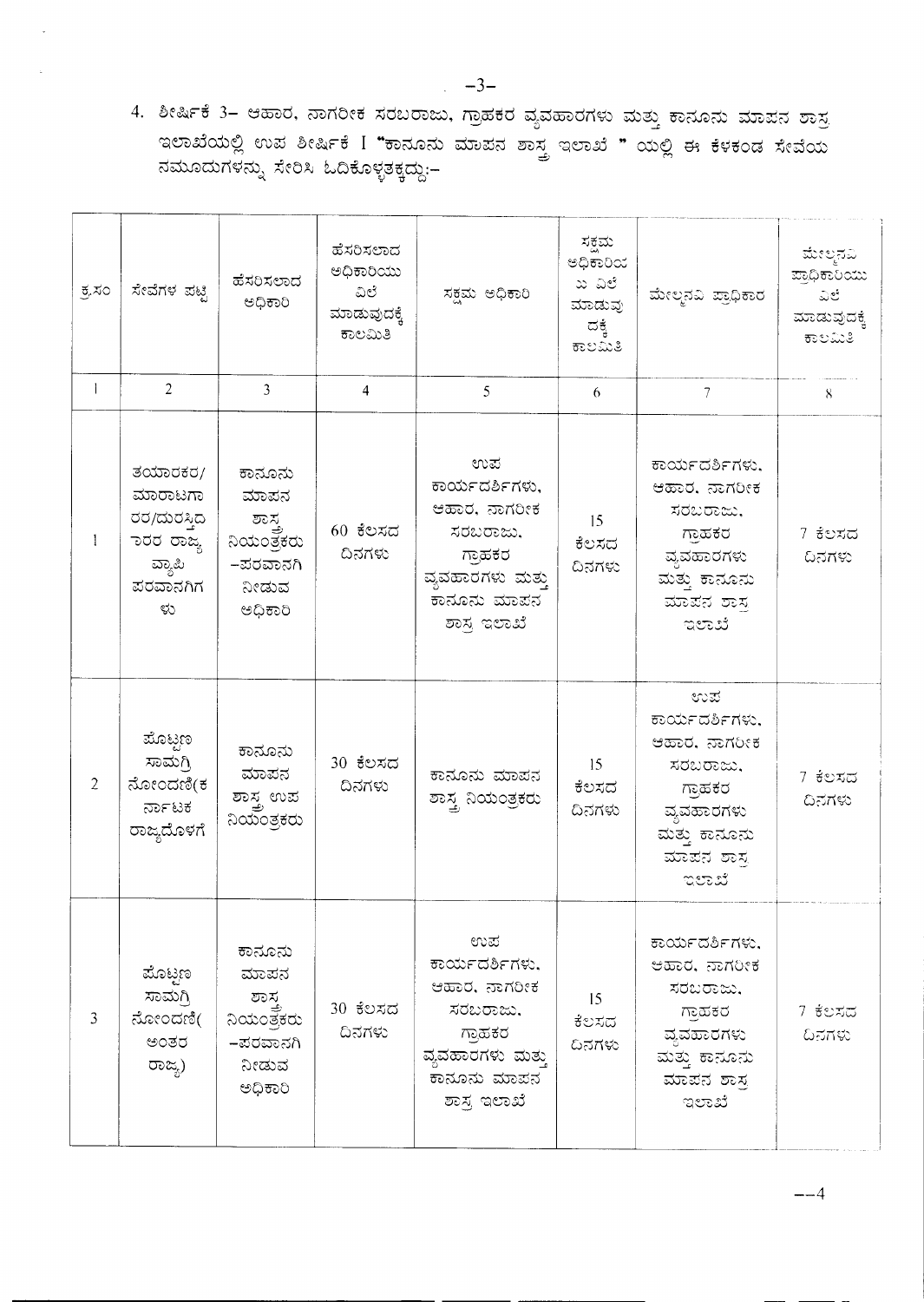4. ಶೀರ್ಷಿಕೆ 3– ಆಹಾರ, ನಾಗರೀಕ ಸರಬರಾಜು, ಗ್ರಾಹಕರ ವ್ಯವಹಾರಗಳು ಮತ್ತು ಕಾನೂನು ಮಾಪನ ಶಾಸ್ತ್ರ ಇಲಾಖೆಯಲ್ಲಿ ಉಪ ಶೀರ್ಷಿಕೆ I "ಕಾನೂನು ಮಾಪನ ಶಾಸ್ತ್ರ ಇಲಾಖೆ " ಯಲ್ಲಿ ಈ ಕೆಳಕಂಡ ಸೇವೆಯ ನಮೂದುಗಳನ್ನು ಸೇರಿಸಿ ಓದಿಕೊಳ್ಳತಕ್ಕದ್ದು:–

| ಕ್ರ.ಸಂ | ಸೇವೆಗಳ ಪಟ್ಟಿ | ಹೆಸರಿಸಲಾದ ಅಧಿಕಾರಿ | ಹೆಸರಿಸಲಾದ ಅಧಿಕಾರಿಯು ವಿಲೆ ಮಾಡುವುದಕ್ಕೆ ಕಾಲಮಿತಿ | ಸಕ್ಷಮ ಅಧಿಕಾರಿ | ಸಕ್ಷಮ ಅಧಿಕಾರಿಯು ವಿಲೆ ಮಾಡುವುದಕ್ಕೆ ಕಾಲಮಿತಿ | ಮೇಲ್ಮನವಿ ಪ್ರಾಧಿಕಾರ | ಮೇಲ್ಮನವಿ ಪ್ರಾಧಿಕಾರಿಯು ವಿಲೆ ಮಾಡುವುದಕ್ಕೆ ಕಾಲಮಿತಿ |
|---|---|---|---|---|---|---|---|
| 1 | 2 | 3 | 4 | 5 | 6 | 7 | 8 |
| 1 | ತಯಾರಕರ/ ಮಾರಾಟಗಾರರ/ದುರಸ್ತಿದಾರರ ರಾಜ್ಯ ವ್ಯಾಪಿ ಪರವಾನಗಿಗಳು | ಕಾನೂನು ಮಾಪನ ಶಾಸ್ತ್ರ ನಿಯಂತ್ರಕರು –ಪರವಾನಗಿ ನೀಡುವ ಅಧಿಕಾರಿ | 60 ಕೆಲಸದ ದಿನಗಳು | ಉಪ ಕಾರ್ಯದರ್ಶಿಗಳು, ಆಹಾರ, ನಾಗರೀಕ ಸರಬರಾಜು, ಗ್ರಾಹಕರ ವ್ಯವಹಾರಗಳು ಮತ್ತು ಕಾನೂನು ಮಾಪನ ಶಾಸ್ತ್ರ ಇಲಾಖೆ | 15 ಕೆಲಸದ ದಿನಗಳು | ಕಾರ್ಯದರ್ಶಿಗಳು, ಆಹಾರ, ನಾಗರೀಕ ಸರಬರಾಜು, ಗ್ರಾಹಕರ ವ್ಯವಹಾರಗಳು ಮತ್ತು ಕಾನೂನು ಮಾಪನ ಶಾಸ್ತ್ರ ಇಲಾಖೆ | 7 ಕೆಲಸದ ದಿನಗಳು |
| 2 | ಪೊಟ್ಟಣ ಸಾಮಗ್ರಿ ನೋಂದಣಿ(ಕರ್ನಾಟಕ ರಾಜ್ಯದೊಳಗೆ | ಕಾನೂನು ಮಾಪನ ಶಾಸ್ತ್ರ ಉಪ ನಿಯಂತ್ರಕರು | 30 ಕೆಲಸದ ದಿನಗಳು | ಕಾನೂನು ಮಾಪನ ಶಾಸ್ತ್ರ ನಿಯಂತ್ರಕರು | 15 ಕೆಲಸದ ದಿನಗಳು | ಉಪ ಕಾರ್ಯದರ್ಶಿಗಳು, ಆಹಾರ, ನಾಗರೀಕ ಸರಬರಾಜು, ಗ್ರಾಹಕರ ವ್ಯವಹಾರಗಳು ಮತ್ತು ಕಾನೂನು ಮಾಪನ ಶಾಸ್ತ್ರ ಇಲಾಖೆ | 7 ಕೆಲಸದ ದಿನಗಳು |
| 3 | ಪೊಟ್ಟಣ ಸಾಮಗ್ರಿ ನೋಂದಣಿ( ಅಂತರ ರಾಜ್ಯ) | ಕಾನೂನು ಮಾಪನ ಶಾಸ್ತ್ರ ನಿಯಂತ್ರಕರು –ಪರವಾನಗಿ ನೀಡುವ ಅಧಿಕಾರಿ | 30 ಕೆಲಸದ ದಿನಗಳು | ಉಪ ಕಾರ್ಯದರ್ಶಿಗಳು, ಆಹಾರ, ನಾಗರೀಕ ಸರಬರಾಜು, ಗ್ರಾಹಕರ ವ್ಯವಹಾರಗಳು ಮತ್ತು ಕಾನೂನು ಮಾಪನ ಶಾಸ್ತ್ರ ಇಲಾಖೆ | 15 ಕೆಲಸದ ದಿನಗಳು | ಕಾರ್ಯದರ್ಶಿಗಳು, ಆಹಾರ, ನಾಗರೀಕ ಸರಬರಾಜು, ಗ್ರಾಹಕರ ವ್ಯವಹಾರಗಳು ಮತ್ತು ಕಾನೂನು ಮಾಪನ ಶಾಸ್ತ್ರ ಇಲಾಖೆ | 7 ಕೆಲಸದ ದಿನಗಳು |

—4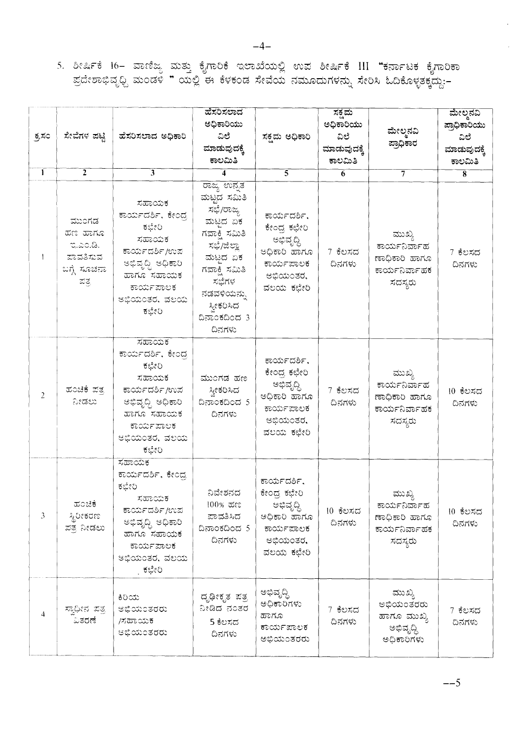5. ಶೀರ್ಷಿಕೆ 16– ವಾಣಿಜ್ಯ ಮತ್ತು ಕೈಗಾರಿಕೆ ಇಲಾಖೆಯಲ್ಲಿ ಉಪ ಶೀರ್ಷಿಕೆ III "ಕರ್ನಾಟಕ ಕೈಗಾರಿಕಾ ಪ್ರದೇಶಾಭಿವೃದ್ಧಿ ಮಂಡಳಿ " ಯಲ್ಲಿ ಈ ಕೆಳಕಂಡ ಸೇವೆಯ ನಮೂದುಗಳನ್ನು ಸೇರಿಸಿ ಓದಿಕೊಳ್ಳತಕ್ಕದ್ದು:–

| ಕ್ರ.ಸಂ | ಸೇವೆಗಳ ಪಟ್ಟಿ | ಹೆಸರಿಸಲಾದ ಅಧಿಕಾರಿ | ಹೆಸರಿಸಲಾದ ಅಧಿಕಾರಿಯು ವಿಲೆ ಮಾಡುವುದಕ್ಕೆ ಕಾಲಮಿತಿ | ಸಕ್ಷಮ ಅಧಿಕಾರಿ | ಸಕ್ಷಮ ಅಧಿಕಾರಿಯು ವಿಲೆ ಮಾಡುವುದಕ್ಕೆ ಕಾಲಮಿತಿ | ಮೇಲ್ಮನವಿ ಪ್ರಾಧಿಕಾರ | ಮೇಲ್ಮನವಿ ಪ್ರಾಧಿಕಾರಿಯು ವಿಲೆ ಮಾಡುವುದಕ್ಕೆ ಕಾಲಮಿತಿ |
|---|---|---|---|---|---|---|---|
| 1 | 2 | 3 | 4 | 5 | 6 | 7 | 8 |
| 1 | ಮುಂಗಡ ಹಣ ಹಾಗೂ ಇ.ಎಂ.ಡಿ. ಪಾವತಿಸುವ ಬಗ್ಗೆ ಸೂಚನಾ ಪತ್ರ | ಸಹಾಯಕ ಕಾರ್ಯದರ್ಶಿ, ಕೇಂದ್ರ ಕಛೇರಿ ಸಹಾಯಕ ಕಾರ್ಯದರ್ಶಿ/ಉಪ ಅಭಿವೃದ್ಧಿ ಅಧಿಕಾರಿ ಹಾಗೂ ಸಹಾಯಕ ಕಾರ್ಯಪಾಲಕ ಅಭಿಯಂತರ, ವಲಯ ಕಛೇರಿ | ರಾಜ್ಯ ಉನ್ನತ ಮಟ್ಟದ ಸಮಿತಿ ಸಭೆ/ರಾಜ್ಯ ಮಟ್ಟದ ಏಕ ಗವಾಕ್ಷಿ ಸಮಿತಿ ಸಭೆ/ಜಿಲ್ಲಾ ಮಟ್ಟದ ಏಕ ಗವಾಕ್ಷಿ ಸಮಿತಿ ಸಭೆಗಳ ನಡವಳಿಯನ್ನು ಸ್ವೀಕರಿಸಿದ ದಿನಾಂಕದಿಂದ 3 ದಿನಗಳು | ಕಾರ್ಯದರ್ಶಿ, ಕೇಂದ್ರ ಕಛೇರಿ ಅಭಿವೃದ್ಧಿ ಅಧಿಕಾರಿ ಹಾಗೂ ಕಾರ್ಯಪಾಲಕ ಅಭಿಯಂತರ, ವಲಯ ಕಛೇರಿ | 7 ಕೆಲಸದ ದಿನಗಳು | ಮುಖ್ಯ ಕಾರ್ಯನಿರ್ವಾಹ ಣಾಧಿಕಾರಿ ಹಾಗೂ ಕಾರ್ಯನಿರ್ವಾಹಕ ಸದಸ್ಯರು | 7 ಕೆಲಸದ ದಿನಗಳು |
| 2 | ಹಂಚಿಕೆ ಪತ್ರ ನೀಡಲು | ಸಹಾಯಕ ಕಾರ್ಯದರ್ಶಿ, ಕೇಂದ್ರ ಕಛೇರಿ ಸಹಾಯಕ ಕಾರ್ಯದರ್ಶಿ/ಉಪ ಅಭಿವೃದ್ಧಿ ಅಧಿಕಾರಿ ಹಾಗೂ ಸಹಾಯಕ ಕಾರ್ಯಪಾಲಕ ಅಭಿಯಂತರ, ವಲಯ ಕಛೇರಿ | ಮುಂಗಡ ಹಣ ಸ್ವೀಕರಿಸಿದ ದಿನಾಂಕದಿಂದ 5 ದಿನಗಳು | ಕಾರ್ಯದರ್ಶಿ, ಕೇಂದ್ರ ಕಛೇರಿ ಅಭಿವೃದ್ಧಿ ಅಧಿಕಾರಿ ಹಾಗೂ ಕಾರ್ಯಪಾಲಕ ಅಭಿಯಂತರ, ವಲಯ ಕಛೇರಿ | 7 ಕೆಲಸದ ದಿನಗಳು | ಮುಖ್ಯ ಕಾರ್ಯನಿರ್ವಾಹ ಣಾಧಿಕಾರಿ ಹಾಗೂ ಕಾರ್ಯನಿರ್ವಾಹಕ ಸದಸ್ಯರು | 10 ಕೆಲಸದ ದಿನಗಳು |
| 3 | ಹಂಚಿಕೆ ಸ್ಥಿರೀಕರಣ ಪತ್ರ ನೀಡಲು | ಸಹಾಯಕ ಕಾರ್ಯದರ್ಶಿ, ಕೇಂದ್ರ ಕಛೇರಿ ಸಹಾಯಕ ಕಾರ್ಯದರ್ಶಿ/ಉಪ ಅಭಿವೃದ್ಧಿ ಅಧಿಕಾರಿ ಹಾಗೂ ಸಹಾಯಕ ಕಾರ್ಯಪಾಲಕ ಅಭಿಯಂತರ, ವಲಯ ಕಛೇರಿ | ನಿವೇಶನದ 100% ಹಣ ಪಾವತಿಸಿದ ದಿನಾಂಕದಿಂದ 5 ದಿನಗಳು | ಕಾರ್ಯದರ್ಶಿ, ಕೇಂದ್ರ ಕಛೇರಿ ಅಭಿವೃದ್ಧಿ ಅಧಿಕಾರಿ ಹಾಗೂ ಕಾರ್ಯಪಾಲಕ ಅಭಿಯಂತರ, ವಲಯ ಕಛೇರಿ | 10 ಕೆಲಸದ ದಿನಗಳು | ಮುಖ್ಯ ಕಾರ್ಯನಿರ್ವಾಹ ಣಾಧಿಕಾರಿ ಹಾಗೂ ಕಾರ್ಯನಿರ್ವಾಹಕ ಸದಸ್ಯರು | 10 ಕೆಲಸದ ದಿನಗಳು |
| 4 | ಸ್ವಾಧೀನ ಪತ್ರ ವಿತರಣೆ | ಕಿರಿಯ ಅಭಿಯಂತರರು /ಸಹಾಯಕ ಅಭಿಯಂತರರು | ದೃಢೀಕೃತ ಪತ್ರ ನೀಡಿದ ನಂತರ 5 ಕೆಲಸದ ದಿನಗಳು | ಅಭಿವೃದ್ಧಿ ಅಧಿಕಾರಿಗಳು ಹಾಗೂ ಕಾರ್ಯಪಾಲಕ ಅಭಿಯಂತರರು | 7 ಕೆಲಸದ ದಿನಗಳು | ಮುಖ್ಯ ಅಭಿಯಂತರರು ಹಾಗೂ ಮುಖ್ಯ ಅಭಿವೃದ್ಧಿ ಅಧಿಕಾರಿಗಳು | 7 ಕೆಲಸದ ದಿನಗಳು |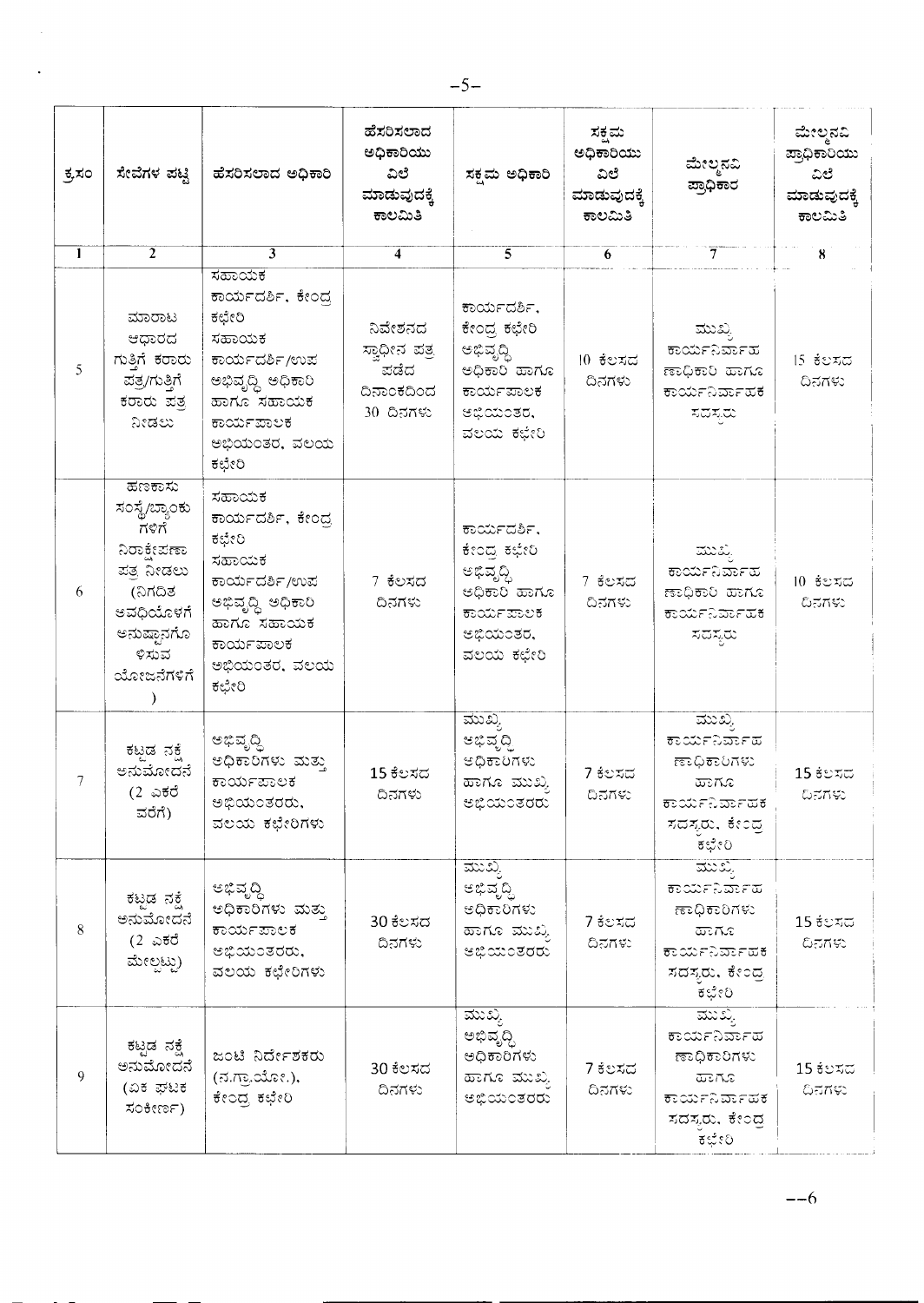| ಕ್ರಸಂ | ಸೇವೆಗಳ ಪಟ್ಟಿ | ಹೆಸರಿಸಲಾದ ಅಧಿಕಾರಿ | ಹೆಸರಿಸಲಾದ ಅಧಿಕಾರಿಯು ವಿಲೆ ಮಾಡುವುದಕ್ಕೆ ಕಾಲಮಿತಿ | ಸಕ್ಷಮ ಅಧಿಕಾರಿ | ಸಕ್ಷಮ ಅಧಿಕಾರಿಯು ವಿಲೆ ಮಾಡುವುದಕ್ಕೆ ಕಾಲಮಿತಿ | ಮೇಲ್ಮನವಿ ಪ್ರಾಧಿಕಾರ | ಮೇಲ್ಮನವಿ ಪ್ರಾಧಿಕಾರಿಯು ವಿಲೆ ಮಾಡುವುದಕ್ಕೆ ಕಾಲಮಿತಿ |
|---|---|---|---|---|---|---|---|
| 1 | 2 | 3 | 4 | 5 | 6 | 7 | 8 |
| 5 | ಮಾರಾಟ ಆಧಾರದ ಗುತ್ತಿಗೆ ಕರಾರು ಪತ್ರ/ಗುತ್ತಿಗೆ ಕರಾರು ಪತ್ರ ನೀಡಲು | ಸಹಾಯಕ ಕಾರ್ಯದರ್ಶಿ, ಕೇಂದ್ರ ಕಛೇರಿ ಸಹಾಯಕ ಕಾರ್ಯದರ್ಶಿ/ಉಪ ಅಭಿವೃದ್ಧಿ ಅಧಿಕಾರಿ ಹಾಗೂ ಸಹಾಯಕ ಕಾರ್ಯಪಾಲಕ ಅಭಿಯಂತರ, ವಲಯ ಕಛೇರಿ | ನಿವೇಶನದ ಸ್ವಾಧೀನ ಪತ್ರ ಪಡೆದ ದಿನಾಂಕದಿಂದ 30 ದಿನಗಳು | ಕಾರ್ಯದರ್ಶಿ, ಕೇಂದ್ರ ಕಛೇರಿ ಅಭಿವೃದ್ಧಿ ಅಧಿಕಾರಿ ಹಾಗೂ ಕಾರ್ಯಪಾಲಕ ಅಭಿಯಂತರ, ವಲಯ ಕಛೇರಿ | 10 ಕೆಲಸದ ದಿನಗಳು | ಮುಖ್ಯ ಕಾರ್ಯನಿರ್ವಾಹ ಣಾಧಿಕಾರಿ ಹಾಗೂ ಕಾರ್ಯನಿರ್ವಾಹಕ ಸದಸ್ಯರು | 15 ಕೆಲಸದ ದಿನಗಳು |
| 6 | ಹಣಕಾಸು ಸಂಸ್ಥೆ/ಬ್ಯಾಂಕು ಗಳಿಗೆ ನಿರಾಕ್ಷೇಪಣಾ ಪತ್ರ ನೀಡಲು (ನಿಗದಿತ ಅವಧಿಯೊಳಗೆ ಅನುಷ್ಠಾನಗೊ ಳಿಸುವ ಯೋಜನೆಗಳಿಗೆ ) | ಸಹಾಯಕ ಕಾರ್ಯದರ್ಶಿ, ಕೇಂದ್ರ ಕಛೇರಿ ಸಹಾಯಕ ಕಾರ್ಯದರ್ಶಿ/ಉಪ ಅಭಿವೃದ್ಧಿ ಅಧಿಕಾರಿ ಹಾಗೂ ಸಹಾಯಕ ಕಾರ್ಯಪಾಲಕ ಅಭಿಯಂತರ, ವಲಯ ಕಛೇರಿ | 7 ಕೆಲಸದ ದಿನಗಳು | ಕಾರ್ಯದರ್ಶಿ, ಕೇಂದ್ರ ಕಛೇರಿ ಅಭಿವೃದ್ಧಿ ಅಧಿಕಾರಿ ಹಾಗೂ ಕಾರ್ಯಪಾಲಕ ಅಭಿಯಂತರ, ವಲಯ ಕಛೇರಿ | 7 ಕೆಲಸದ ದಿನಗಳು | ಮುಖ್ಯ ಕಾರ್ಯನಿರ್ವಾಹ ಣಾಧಿಕಾರಿ ಹಾಗೂ ಕಾರ್ಯನಿರ್ವಾಹಕ ಸದಸ್ಯರು | 10 ಕೆಲಸದ ದಿನಗಳು |
| 7 | ಕಟ್ಟಡ ನಕ್ಷೆ ಅನುಮೋದನೆ (2 ಎಕರೆ ವರೆಗೆ) | ಅಭಿವೃದ್ಧಿ ಅಧಿಕಾರಿಗಳು ಮತ್ತು ಕಾರ್ಯಪಾಲಕ ಅಭಿಯಂತರರು, ವಲಯ ಕಛೇರಿಗಳು | 15 ಕೆಲಸದ ದಿನಗಳು | ಮುಖ್ಯ ಅಭಿವೃದ್ಧಿ ಅಧಿಕಾರಿಗಳು ಹಾಗೂ ಮುಖ್ಯ ಅಭಿಯಂತರರು | 7 ಕೆಲಸದ ದಿನಗಳು | ಮುಖ್ಯ ಕಾರ್ಯನಿರ್ವಾಹ ಣಾಧಿಕಾರಿಗಳು ಹಾಗೂ ಕಾರ್ಯನಿರ್ವಾಹಕ ಸದಸ್ಯರು, ಕೇಂದ್ರ ಕಛೇರಿ | 15 ಕೆಲಸದ ದಿನಗಳು |
| 8 | ಕಟ್ಟಡ ನಕ್ಷೆ ಅನುಮೋದನೆ (2 ಎಕರೆ ಮೇಲ್ಪಟ್ಟು) | ಅಭಿವೃದ್ಧಿ ಅಧಿಕಾರಿಗಳು ಮತ್ತು ಕಾರ್ಯಪಾಲಕ ಅಭಿಯಂತರರು, ವಲಯ ಕಛೇರಿಗಳು | 30 ಕೆಲಸದ ದಿನಗಳು | ಮುಖ್ಯ ಅಭಿವೃದ್ಧಿ ಅಧಿಕಾರಿಗಳು ಹಾಗೂ ಮುಖ್ಯ ಅಭಿಯಂತರರು | 7 ಕೆಲಸದ ದಿನಗಳು | ಮುಖ್ಯ ಕಾರ್ಯನಿರ್ವಾಹ ಣಾಧಿಕಾರಿಗಳು ಹಾಗೂ ಕಾರ್ಯನಿರ್ವಾಹಕ ಸದಸ್ಯರು, ಕೇಂದ್ರ ಕಛೇರಿ | 15 ಕೆಲಸದ ದಿನಗಳು |
| 9 | ಕಟ್ಟಡ ನಕ್ಷೆ ಅನುಮೋದನೆ (ಏಕ ಘಟಕ ಸಂಕೀರ್ಣ) | ಜಂಟಿ ನಿರ್ದೇಶಕರು (ನ.ಗ್ರಾ.ಯೋ.), ಕೇಂದ್ರ ಕಛೇರಿ | 30 ಕೆಲಸದ ದಿನಗಳು | ಮುಖ್ಯ ಅಭಿವೃದ್ಧಿ ಅಧಿಕಾರಿಗಳು ಹಾಗೂ ಮುಖ್ಯ ಅಭಿಯಂತರರು | 7 ಕೆಲಸದ ದಿನಗಳು | ಮುಖ್ಯ ಕಾರ್ಯನಿರ್ವಾಹ ಣಾಧಿಕಾರಿಗಳು ಹಾಗೂ ಕಾರ್ಯನಿರ್ವಾಹಕ ಸದಸ್ಯರು, ಕೇಂದ್ರ ಕಛೇರಿ | 15 ಕೆಲಸದ ದಿನಗಳು |

--6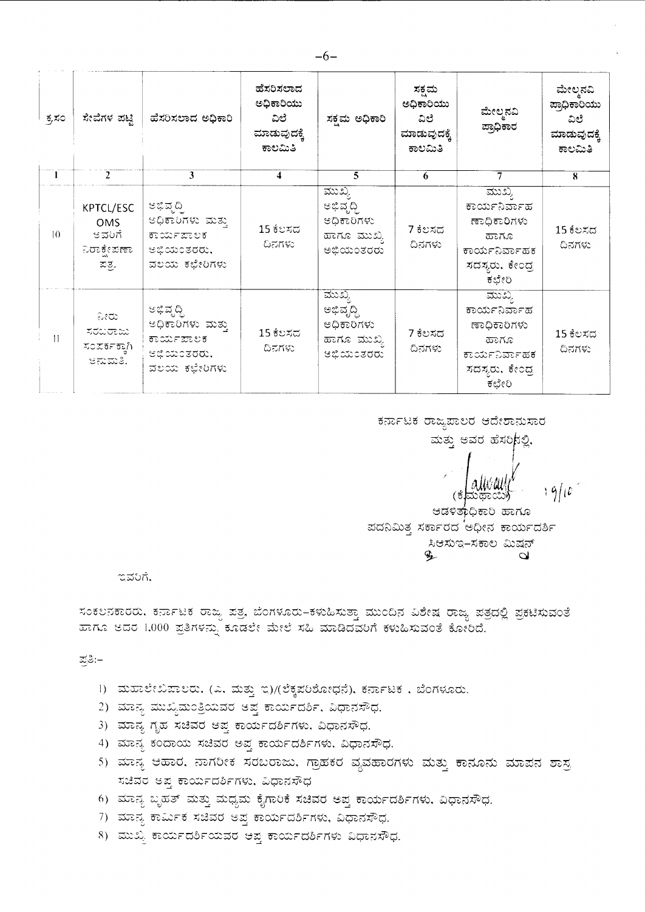| ಕ್ರ.ಸಂ | ಸೇವೆಗಳ ಪಟ್ಟಿ | ಹೆಸರಿಸಲಾದ ಅಧಿಕಾರಿ | ಹೆಸರಿಸಲಾದ ಅಧಿಕಾರಿಯು ವಿಲೆ ಮಾಡುವುದಕ್ಕೆ ಕಾಲಮಿತಿ | ಸಕ್ಷಮ ಅಧಿಕಾರಿ | ಸಕ್ಷಮ ಅಧಿಕಾರಿಯು ವಿಲೆ ಮಾಡುವುದಕ್ಕೆ ಕಾಲಮಿತಿ | ಮೇಲ್ಮನವಿ ಪ್ರಾಧಿಕಾರ | ಮೇಲ್ಮನವಿ ಪ್ರಾಧಿಕಾರಿಯು ವಿಲೆ ಮಾಡುವುದಕ್ಕೆ ಕಾಲಮಿತಿ |
|---|---|---|---|---|---|---|---|
| 1 | 2 | 3 | 4 | 5 | 6 | 7 | 8 |
| 10 | KPTCL/ESC OMS ಅವರಿಗೆ ನಿರಾಕ್ಷೇಪಣಾ ಪತ್ರ. | ಅಭಿವೃದ್ಧಿ ಅಧಿಕಾರಿಗಳು ಮತ್ತು ಕಾರ್ಯಪಾಲಕ ಅಭಿಯಂತರರು, ವಲಯ ಕಛೇರಿಗಳು | 15 ಕೆಲಸದ ದಿನಗಳು | ಮುಖ್ಯ ಅಭಿವೃದ್ಧಿ ಅಧಿಕಾರಿಗಳು ಹಾಗೂ ಮುಖ್ಯ ಅಭಿಯಂತರರು | 7 ಕೆಲಸದ ದಿನಗಳು | ಮುಖ್ಯ ಕಾರ್ಯನಿರ್ವಾಹ ಣಾಧಿಕಾರಿಗಳು ಹಾಗೂ ಕಾರ್ಯನಿರ್ವಾಹಕ ಸದಸ್ಯರು, ಕೇಂದ್ರ ಕಛೇರಿ | 15 ಕೆಲಸದ ದಿನಗಳು |
| 11 | ನೀರು ಸರಬರಾಜು ಸಂಪರ್ಕಕ್ಕಾಗಿ ಅನುಮತಿ. | ಅಭಿವೃದ್ಧಿ ಅಧಿಕಾರಿಗಳು ಮತ್ತು ಕಾರ್ಯಪಾಲಕ ಅಭಿಯಂತರರು, ವಲಯ ಕಛೇರಿಗಳು | 15 ಕೆಲಸದ ದಿನಗಳು | ಮುಖ್ಯ ಅಭಿವೃದ್ಧಿ ಅಧಿಕಾರಿಗಳು ಹಾಗೂ ಮುಖ್ಯ ಅಭಿಯಂತರರು | 7 ಕೆಲಸದ ದಿನಗಳು | ಮುಖ್ಯ ಕಾರ್ಯನಿರ್ವಾಹ ಣಾಧಿಕಾರಿಗಳು ಹಾಗೂ ಕಾರ್ಯನಿರ್ವಾಹಕ ಸದಸ್ಯರು, ಕೇಂದ್ರ ಕಛೇರಿ | 15 ಕೆಲಸದ ದಿನಗಳು |

ಕರ್ನಾಟಕ ರಾಜ್ಯಪಾಲರ ಆದೇಶಾನುಸಾರ
ಮತ್ತು ಅವರ ಹೆಸರಿನಲ್ಲಿ,

(ಕಮಥಾಯ್) 19/10

ಆಡಳಿತಾಧಿಕಾರಿ ಹಾಗೂ
ಪದನಿಮಿತ್ತ ಸರ್ಕಾರದ ಅಧೀನ ಕಾರ್ಯದರ್ಶಿ
ಸಿಆಸುಇ–ಸಕಾಲ ಮಿಷನ್

ಇವರಿಗೆ,

ಸಂಕಲನಕಾರರು, ಕರ್ನಾಟಕ ರಾಜ್ಯ ಪತ್ರ, ಬೆಂಗಳೂರು–ಕಳುಹಿಸುತ್ತಾ ಮುಂದಿನ ವಿಶೇಷ ರಾಜ್ಯ ಪತ್ರದಲ್ಲಿ ಪ್ರಕಟಿಸುವಂತೆ ಹಾಗೂ ಅದರ 1,000 ಪ್ರತಿಗಳನ್ನು ಕೂಡಲೇ ಮೇಲೆ ಸಹಿ ಮಾಡಿದವರಿಗೆ ಕಳುಹಿಸುವಂತೆ ಕೋರಿದೆ.

ಪ್ರತಿ:–

1) ಮಹಾಲೇಖಪಾಲರು, (ಎ. ಮತ್ತು ಇ)/(ಲೆಕ್ಕಪರಿಶೋಧನೆ), ಕರ್ನಾಟಕ , ಬೆಂಗಳೂರು.
2) ಮಾನ್ಯ ಮುಖ್ಯಮಂತ್ರಿಯವರ ಆಪ್ತ ಕಾರ್ಯದರ್ಶಿ, ವಿಧಾನಸೌಧ.
3) ಮಾನ್ಯ ಗೃಹ ಸಚಿವರ ಆಪ್ತ ಕಾರ್ಯದರ್ಶಿಗಳು, ವಿಧಾನಸೌಧ.
4) ಮಾನ್ಯ ಕಂದಾಯ ಸಚಿವರ ಆಪ್ತ ಕಾರ್ಯದರ್ಶಿಗಳು, ವಿಧಾನಸೌಧ.
5) ಮಾನ್ಯ ಆಹಾರ, ನಾಗರೀಕ ಸರಬರಾಜು, ಗ್ರಾಹಕರ ವ್ಯವಹಾರಗಳು ಮತ್ತು ಕಾನೂನು ಮಾಪನ ಶಾಸ್ತ್ರ ಸಚಿವರ ಆಪ್ತ ಕಾರ್ಯದರ್ಶಿಗಳು, ವಿಧಾನಸೌಧ
6) ಮಾನ್ಯ ಬೃಹತ್ ಮತ್ತು ಮಧ್ಯಮ ಕೈಗಾರಿಕೆ ಸಚಿವರ ಆಪ್ತ ಕಾರ್ಯದರ್ಶಿಗಳು, ವಿಧಾನಸೌಧ.
7) ಮಾನ್ಯ ಕಾರ್ಮಿಕ ಸಚಿವರ ಆಪ್ತ ಕಾರ್ಯದರ್ಶಿಗಳು, ವಿಧಾನಸೌಧ.
8) ಮುಖ್ಯ ಕಾರ್ಯದರ್ಶಿಯವರ ಆಪ್ತ ಕಾರ್ಯದರ್ಶಿಗಳು ವಿಧಾನಸೌಧ.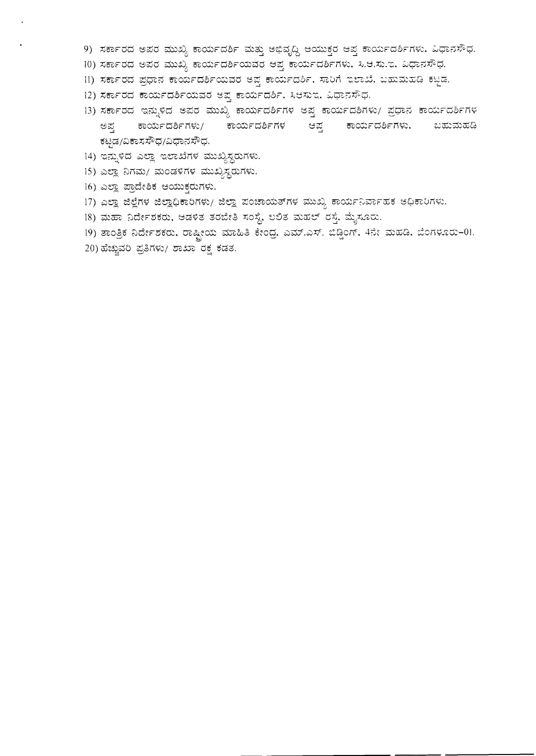9) ಸರ್ಕಾರದ ಅಪರ ಮುಖ್ಯ ಕಾರ್ಯದರ್ಶಿ ಮತ್ತು ಅಭಿವೃದ್ಧಿ ಆಯುಕ್ತರ ಆಪ್ತ ಕಾರ್ಯದರ್ಶಿಗಳು, ವಿಧಾನಸೌಧ.
10) ಸರ್ಕಾರದ ಅಪರ ಮುಖ್ಯ ಕಾರ್ಯದರ್ಶಿಯವರ ಆಪ್ತ ಕಾರ್ಯದರ್ಶಿಗಳು, ಸಿ.ಆ.ಸು.ಇ, ವಿಧಾನಸೌಧ.
11) ಸರ್ಕಾರದ ಪ್ರಧಾನ ಕಾರ್ಯದರ್ಶಿಯವರ ಆಪ್ತ ಕಾರ್ಯದರ್ಶಿ, ಸಾರಿಗೆ ಇಲಾಖೆ, ಬಹುಮಹಡಿ ಕಟ್ಟಡ.
12) ಸರ್ಕಾರದ ಕಾರ್ಯದರ್ಶಿಯವರ ಆಪ್ತ ಕಾರ್ಯದರ್ಶಿ, ಸಿಆಸುಇ, ವಿಧಾನಸೌಧ.
13) ಸರ್ಕಾರದ ಇನ್ನುಳಿದ ಅಪರ ಮುಖ್ಯ ಕಾರ್ಯದರ್ಶಿಗಳ ಆಪ್ತ ಕಾರ್ಯದರ್ಶಿಗಳು/ ಪ್ರಧಾನ ಕಾರ್ಯದರ್ಶಿಗಳ ಆಪ್ತ ಕಾರ್ಯದರ್ಶಿಗಳು/ ಕಾರ್ಯದರ್ಶಿಗಳ ಆಪ್ತ ಕಾರ್ಯದರ್ಶಿಗಳು, ಬಹುಮಹಡಿ ಕಟ್ಟಡ/ವಿಕಾಸಸೌಧ/ವಿಧಾನಸೌಧ.
14) ಇನ್ನುಳಿದ ಎಲ್ಲಾ ಇಲಾಖೆಗಳ ಮುಖ್ಯಸ್ಥರುಗಳು.
15) ಎಲ್ಲಾ ನಿಗಮ/ ಮಂಡಳಿಗಳ ಮುಖ್ಯಸ್ಥರುಗಳು.
16) ಎಲ್ಲಾ ಪ್ರಾದೇಶಿಕ ಆಯುಕ್ತರುಗಳು.
17) ಎಲ್ಲಾ ಜಿಲ್ಲೆಗಳ ಜಿಲ್ಲಾಧಿಕಾರಿಗಳು/ ಜಿಲ್ಲಾ ಪಂಚಾಯತ್‌ಗಳ ಮುಖ್ಯ ಕಾರ್ಯನಿರ್ವಾಹಕ ಅಧಿಕಾರಿಗಳು.
18) ಮಹಾ ನಿರ್ದೇಶಕರು, ಆಡಳಿತ ತರಬೇತಿ ಸಂಸ್ಥೆ, ಲಲಿತ ಮಹಲ್ ರಸ್ತೆ, ಮೈಸೂರು.
19) ತಾಂತ್ರಿಕ ನಿರ್ದೇಶಕರು, ರಾಷ್ಟ್ರೀಯ ಮಾಹಿತಿ ಕೇಂದ್ರ, ಎಮ್.ಎಸ್. ಬಿಲ್ಡಿಂಗ್, 4ನೇ ಮಹಡಿ, ಬೆಂಗಳೂರು-01.
20) ಹೆಚ್ಚುವರಿ ಪ್ರತಿಗಳು/ ಶಾಖಾ ರಕ್ಷ ಕಡತ.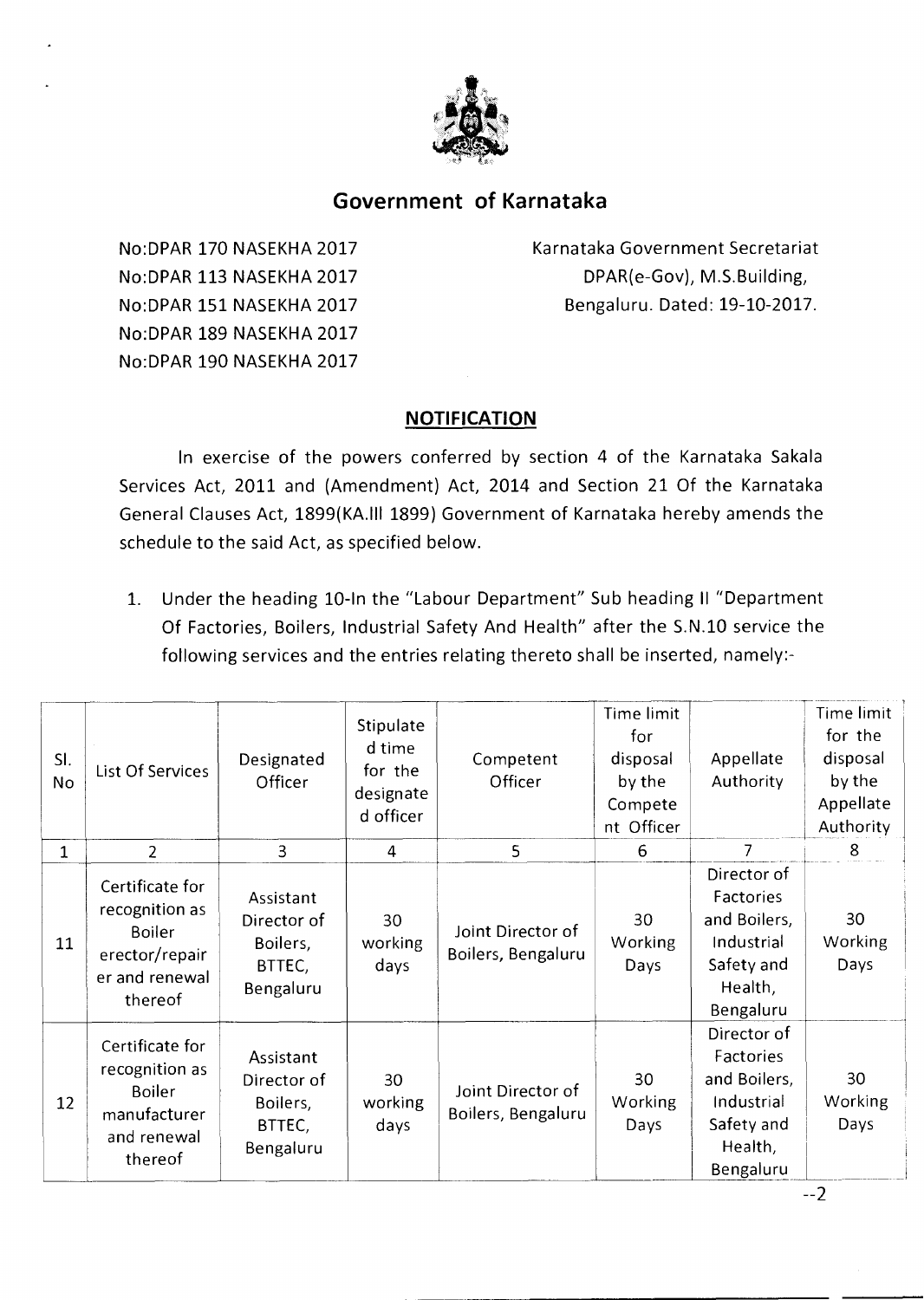# Government of Karnataka

No:DPAR 170 NASEKHA 2017
No:DPAR 113 NASEKHA 2017
No:DPAR 151 NASEKHA 2017
No:DPAR 189 NASEKHA 2017
No:DPAR 190 NASEKHA 2017

Karnataka Government Secretariat
DPAR(e-Gov), M.S.Building,
Bengaluru. Dated: 19-10-2017.

## NOTIFICATION

In exercise of the powers conferred by section 4 of the Karnataka Sakala Services Act, 2011 and (Amendment) Act, 2014 and Section 21 Of the Karnataka General Clauses Act, 1899(KA.III 1899) Government of Karnataka hereby amends the schedule to the said Act, as specified below.

1. Under the heading 10-In the "Labour Department" Sub heading II "Department Of Factories, Boilers, Industrial Safety And Health" after the S.N.10 service the following services and the entries relating thereto shall be inserted, namely:-

| Sl. No | List Of Services | Designated Officer | Stipulated time for the designated officer | Competent Officer | Time limit for disposal by the Competent Officer | Appellate Authority | Time limit for the disposal by the Appellate Authority |
|---|---|---|---|---|---|---|---|
| 1 | 2 | 3 | 4 | 5 | 6 | 7 | 8 |
| 11 | Certificate for recognition as Boiler erector/repairer and renewal thereof | Assistant Director of Boilers, BTTEC, Bengaluru | 30 working days | Joint Director of Boilers, Bengaluru | 30 Working Days | Director of Factories and Boilers, Industrial Safety and Health, Bengaluru | 30 Working Days |
| 12 | Certificate for recognition as Boiler manufacturer and renewal thereof | Assistant Director of Boilers, BTTEC, Bengaluru | 30 working days | Joint Director of Boilers, Bengaluru | 30 Working Days | Director of Factories and Boilers, Industrial Safety and Health, Bengaluru | 30 Working Days |

--2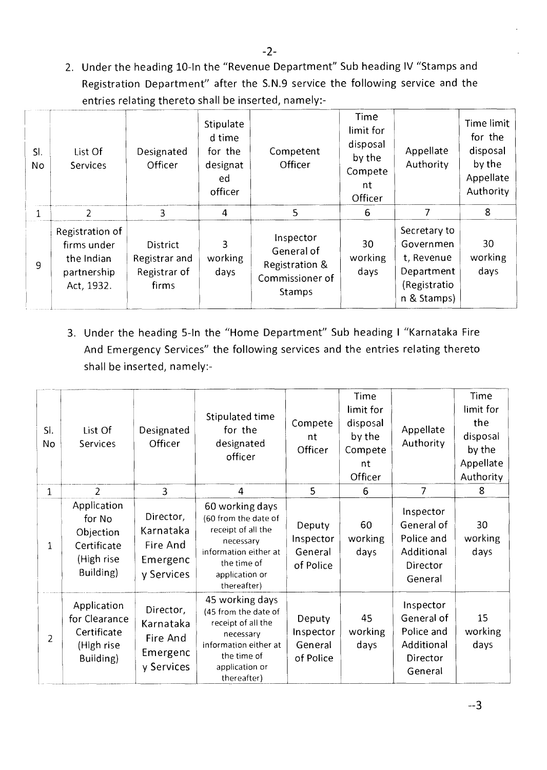2. Under the heading 10-In the "Revenue Department" Sub heading IV "Stamps and Registration Department" after the S.N.9 service the following service and the entries relating thereto shall be inserted, namely:-

| Sl. No | List Of Services | Designated Officer | Stipulated time for the designated officer | Competent Officer | Time limit for disposal by the Competent Officer | Appellate Authority | Time limit for the disposal by the Appellate Authority |
|---|---|---|---|---|---|---|---|
| 1 | 2 | 3 | 4 | 5 | 6 | 7 | 8 |
| 9 | Registration of firms under the Indian partnership Act, 1932. | District Registrar and Registrar of firms | 3 working days | Inspector General of Registration & Commissioner of Stamps | 30 working days | Secretary to Government, Revenue Department (Registration & Stamps) | 30 working days |

3. Under the heading 5-In the "Home Department" Sub heading I "Karnataka Fire And Emergency Services" the following services and the entries relating thereto shall be inserted, namely:-

| Sl. No | List Of Services | Designated Officer | Stipulated time for the designated officer | Competent Officer | Time limit for disposal by the Competent Officer | Appellate Authority | Time limit for the disposal by the Appellate Authority |
|---|---|---|---|---|---|---|---|
| 1 | 2 | 3 | 4 | 5 | 6 | 7 | 8 |
| 1 | Application for No Objection Certificate (High rise Building) | Director, Karnataka Fire And Emergency Services | 60 working days (60 from the date of receipt of all the necessary information either at the time of application or thereafter) | Deputy Inspector General of Police | 60 working days | Inspector General of Police and Additional Director General | 30 working days |
| 2 | Application for Clearance Certificate (High rise Building) | Director, Karnataka Fire And Emergency Services | 45 working days (45 from the date of receipt of all the necessary information either at the time of application or thereafter) | Deputy Inspector General of Police | 45 working days | Inspector General of Police and Additional Director General | 15 working days |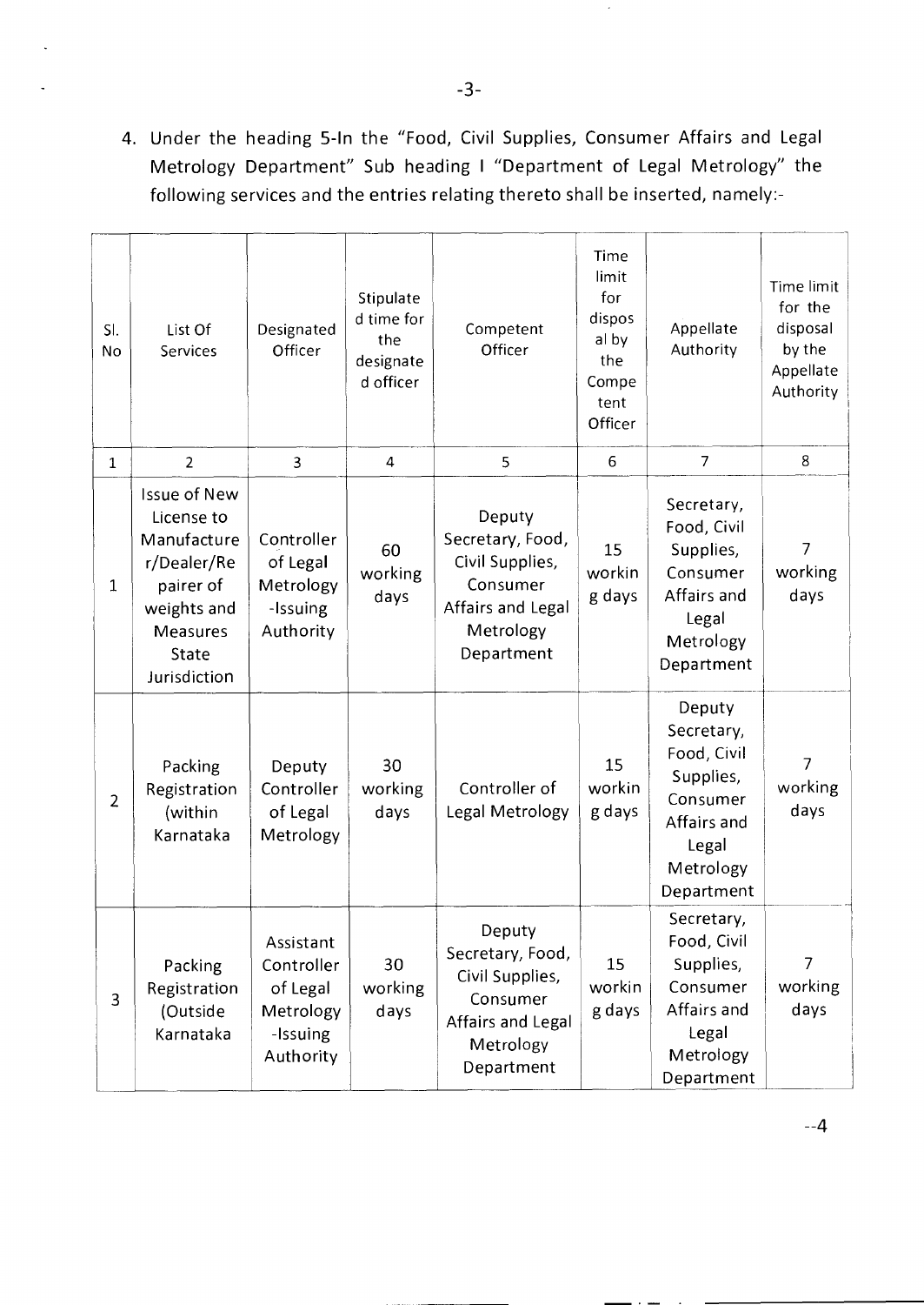4. Under the heading 5-In the "Food, Civil Supplies, Consumer Affairs and Legal Metrology Department" Sub heading I "Department of Legal Metrology" the following services and the entries relating thereto shall be inserted, namely:-

| Sl. No | List Of Services | Designated Officer | Stipulated time for the designated officer | Competent Officer | Time limit for disposal by the Competent Officer | Appellate Authority | Time limit for the disposal by the Appellate Authority |
|---|---|---|---|---|---|---|---|
| 1 | 2 | 3 | 4 | 5 | 6 | 7 | 8 |
| 1 | Issue of New License to Manufacturer/Dealer/Repairer of weights and Measures State Jurisdiction | Controller of Legal Metrology -Issuing Authority | 60 working days | Deputy Secretary, Food, Civil Supplies, Consumer Affairs and Legal Metrology Department | 15 working days | Secretary, Food, Civil Supplies, Consumer Affairs and Legal Metrology Department | 7 working days |
| 2 | Packing Registration (within Karnataka | Deputy Controller of Legal Metrology | 30 working days | Controller of Legal Metrology | 15 working days | Deputy Secretary, Food, Civil Supplies, Consumer Affairs and Legal Metrology Department | 7 working days |
| 3 | Packing Registration (Outside Karnataka | Assistant Controller of Legal Metrology -Issuing Authority | 30 working days | Deputy Secretary, Food, Civil Supplies, Consumer Affairs and Legal Metrology Department | 15 working days | Secretary, Food, Civil Supplies, Consumer Affairs and Legal Metrology Department | 7 working days |

--4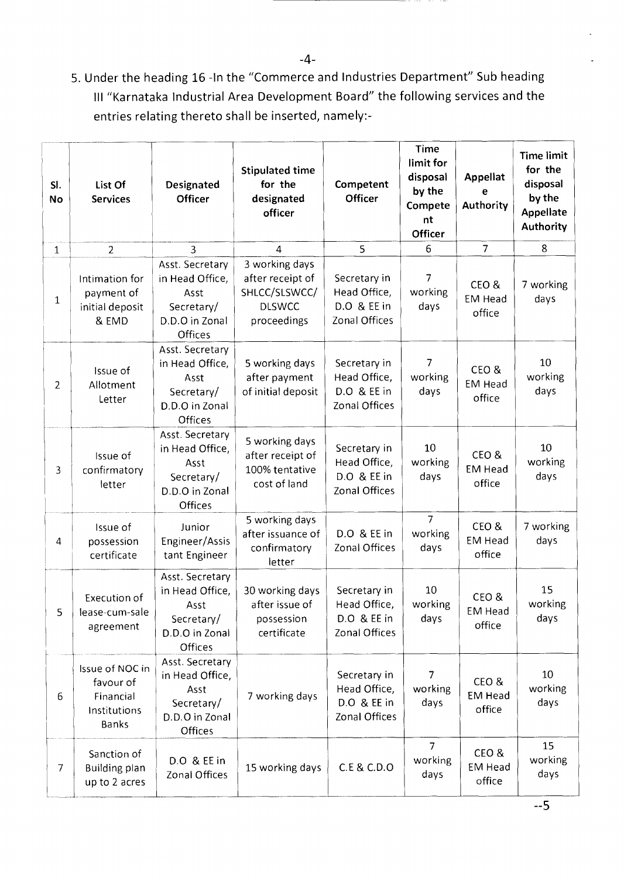5. Under the heading 16 -In the "Commerce and Industries Department" Sub heading III "Karnataka Industrial Area Development Board" the following services and the entries relating thereto shall be inserted, namely:-

| Sl. No | List Of Services | Designated Officer | Stipulated time for the designated officer | Competent Officer | Time limit for disposal by the Competent Officer | Appellate Authority | Time limit for the disposal by the Appellate Authority |
|---|---|---|---|---|---|---|---|
| 1 | 2 | 3 | 4 | 5 | 6 | 7 | 8 |
| 1 | Intimation for payment of initial deposit & EMD | Asst. Secretary in Head Office, Asst Secretary/ D.D.O in Zonal Offices | 3 working days after receipt of SHLCC/SLSWCC/ DLSWCC proceedings | Secretary in Head Office, D.O & EE in Zonal Offices | 7 working days | CEO & EM Head office | 7 working days |
| 2 | Issue of Allotment Letter | Asst. Secretary in Head Office, Asst Secretary/ D.D.O in Zonal Offices | 5 working days after payment of initial deposit | Secretary in Head Office, D.O & EE in Zonal Offices | 7 working days | CEO & EM Head office | 10 working days |
| 3 | Issue of confirmatory letter | Asst. Secretary in Head Office, Asst Secretary/ D.D.O in Zonal Offices | 5 working days after receipt of 100% tentative cost of land | Secretary in Head Office, D.O & EE in Zonal Offices | 10 working days | CEO & EM Head office | 10 working days |
| 4 | Issue of possession certificate | Junior Engineer/Assistant Engineer | 5 working days after issuance of confirmatory letter | D.O & EE in Zonal Offices | 7 working days | CEO & EM Head office | 7 working days |
| 5 | Execution of lease-cum-sale agreement | Asst. Secretary in Head Office, Asst Secretary/ D.D.O in Zonal Offices | 30 working days after issue of possession certificate | Secretary in Head Office, D.O & EE in Zonal Offices | 10 working days | CEO & EM Head office | 15 working days |
| 6 | Issue of NOC in favour of Financial Institutions Banks | Asst. Secretary in Head Office, Asst Secretary/ D.D.O in Zonal Offices | 7 working days | Secretary in Head Office, D.O & EE in Zonal Offices | 7 working days | CEO & EM Head office | 10 working days |
| 7 | Sanction of Building plan up to 2 acres | D.O & EE in Zonal Offices | 15 working days | C.E & C.D.O | 7 working days | CEO & EM Head office | 15 working days |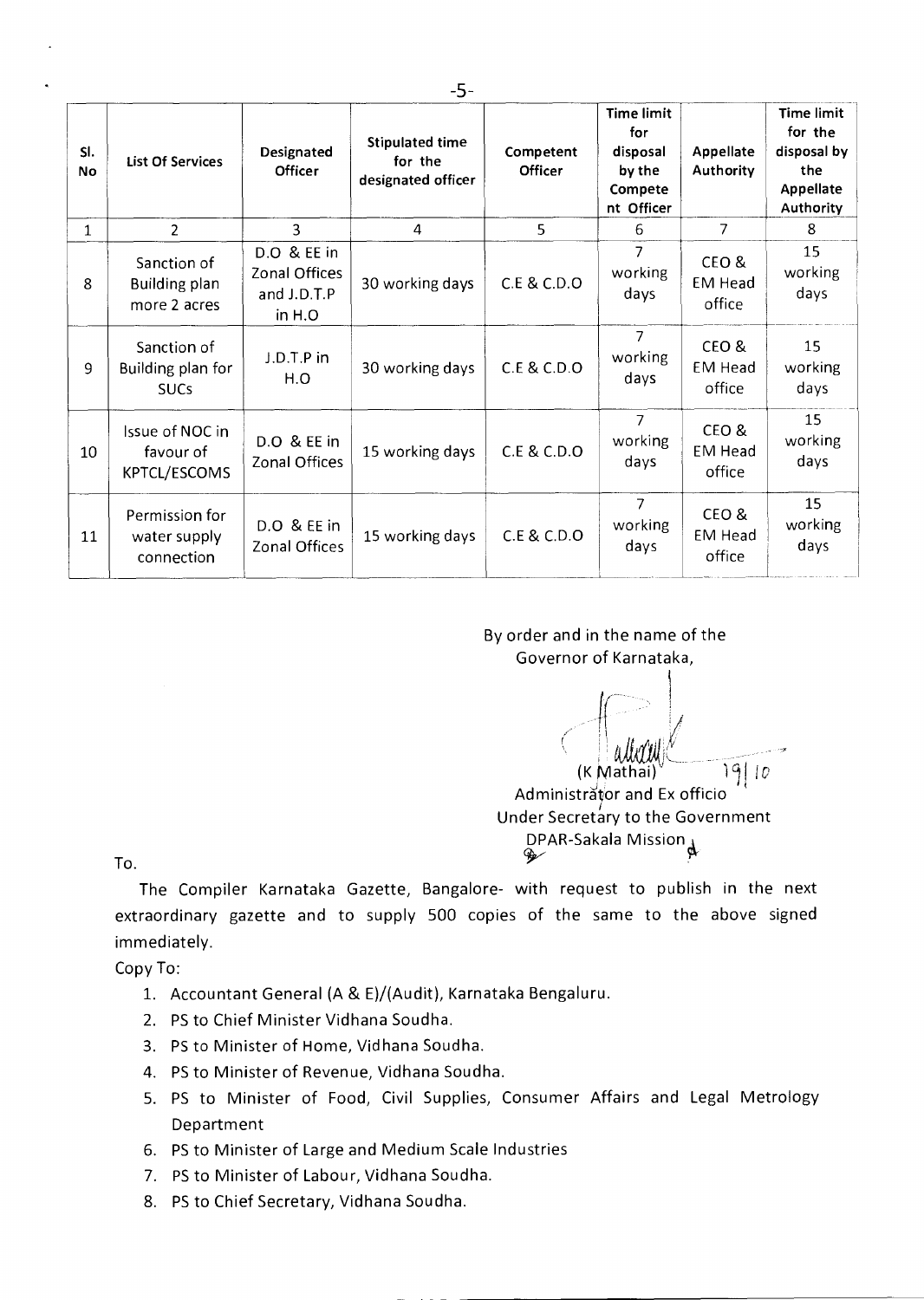| Sl. No | List Of Services | Designated Officer | Stipulated time for the designated officer | Competent Officer | Time limit for disposal by the Competent Officer | Appellate Authority | Time limit for the disposal by the Appellate Authority |
|---|---|---|---|---|---|---|---|
| 1 | 2 | 3 | 4 | 5 | 6 | 7 | 8 |
| 8 | Sanction of Building plan more 2 acres | D.O & EE in Zonal Offices and J.D.T.P in H.O | 30 working days | C.E & C.D.O | 7 working days | CEO & EM Head office | 15 working days |
| 9 | Sanction of Building plan for SUCs | J.D.T.P in H.O | 30 working days | C.E & C.D.O | 7 working days | CEO & EM Head office | 15 working days |
| 10 | Issue of NOC in favour of KPTCL/ESCOMS | D.O & EE in Zonal Offices | 15 working days | C.E & C.D.O | 7 working days | CEO & EM Head office | 15 working days |
| 11 | Permission for water supply connection | D.O & EE in Zonal Offices | 15 working days | C.E & C.D.O | 7 working days | CEO & EM Head office | 15 working days |

By order and in the name of the
Governor of Karnataka,

19/10

(K Mathai)
Administrator and Ex officio
Under Secretary to the Government
DPAR-Sakala Mission

To.

The Compiler Karnataka Gazette, Bangalore- with request to publish in the next extraordinary gazette and to supply 500 copies of the same to the above signed immediately.

Copy To:

1. Accountant General (A & E)/(Audit), Karnataka Bengaluru.
2. PS to Chief Minister Vidhana Soudha.
3. PS to Minister of Home, Vidhana Soudha.
4. PS to Minister of Revenue, Vidhana Soudha.
5. PS to Minister of Food, Civil Supplies, Consumer Affairs and Legal Metrology Department
6. PS to Minister of Large and Medium Scale Industries
7. PS to Minister of Labour, Vidhana Soudha.
8. PS to Chief Secretary, Vidhana Soudha.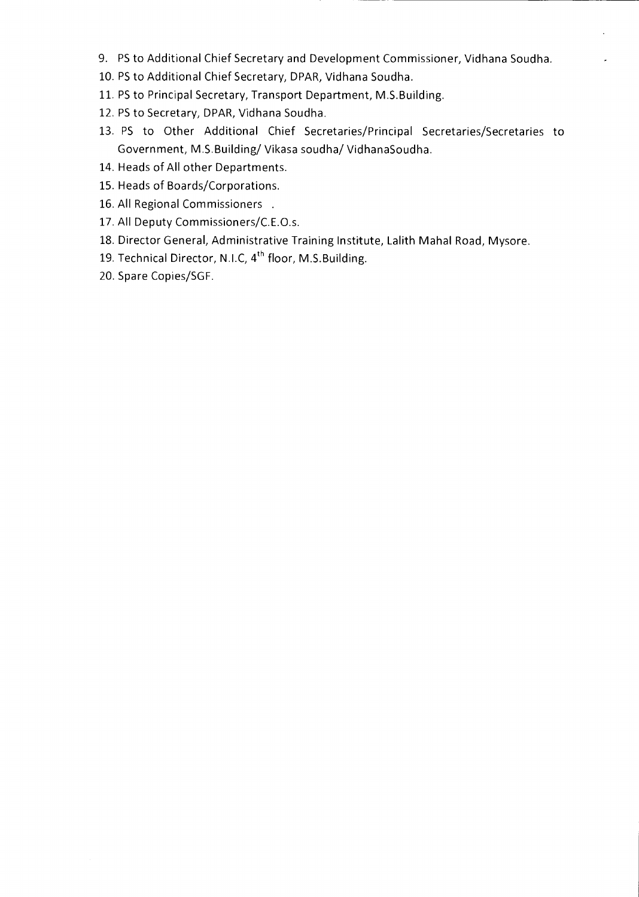9. PS to Additional Chief Secretary and Development Commissioner, Vidhana Soudha.
10. PS to Additional Chief Secretary, DPAR, Vidhana Soudha.
11. PS to Principal Secretary, Transport Department, M.S.Building.
12. PS to Secretary, DPAR, Vidhana Soudha.
13. PS to Other Additional Chief Secretaries/Principal Secretaries/Secretaries to Government, M.S.Building/ Vikasa soudha/ VidhanaSoudha.
14. Heads of All other Departments.
15. Heads of Boards/Corporations.
16. All Regional Commissioners .
17. All Deputy Commissioners/C.E.O.s.
18. Director General, Administrative Training Institute, Lalith Mahal Road, Mysore.
19. Technical Director, N.I.C, 4th floor, M.S.Building.
20. Spare Copies/SGF.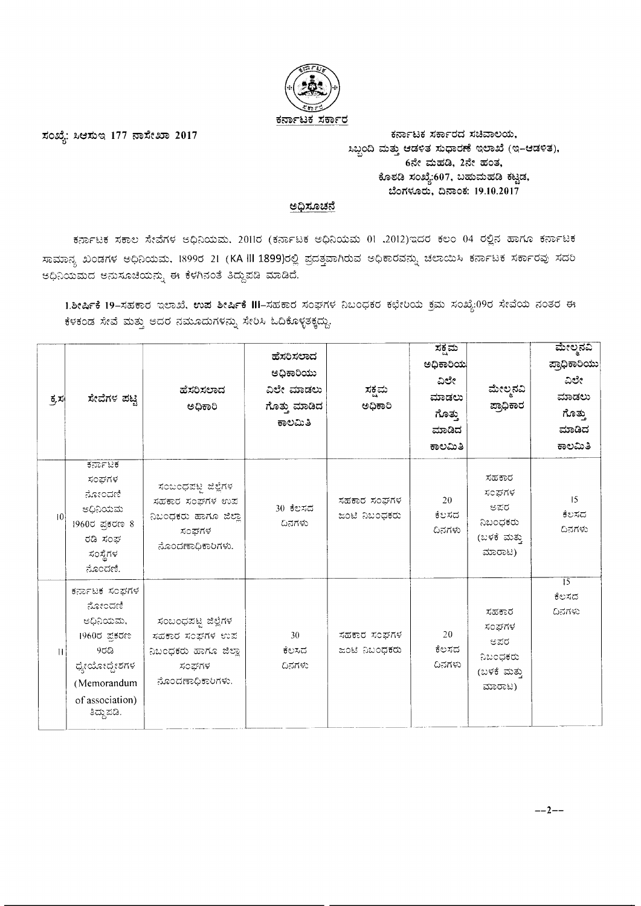ಕರ್ನಾಟಕ ಸರ್ಕಾರ

ಸಂಖ್ಯೆ: ಸಿಆಸುಇ 177 ನಾಸೇಖಾ 2017

ಕರ್ನಾಟಕ ಸರ್ಕಾರದ ಸಚಿವಾಲಯ,
ಸಿಬ್ಬಂದಿ ಮತ್ತು ಆಡಳಿತ ಸುಧಾರಣೆ ಇಲಾಖೆ (ಇ-ಆಡಳಿತ),
6ನೇ ಮಹಡಿ, 2ನೇ ಹಂತ,
ಕೊಠಡಿ ಸಂಖ್ಯೆ:607, ಬಹುಮಹಡಿ ಕಟ್ಟಡ,
ಬೆಂಗಳೂರು, ದಿನಾಂಕ: 19.10.2017

## ಅಧಿಸೂಚನೆ

ಕರ್ನಾಟಕ ಸಕಾಲ ಸೇವೆಗಳ ಅಧಿನಿಯಮ, 2011ರ (ಕರ್ನಾಟಕ ಅಧಿನಿಯಮ 01 ,2012)ಇದರ ಕಲಂ 04 ರಲ್ಲಿನ ಹಾಗೂ ಕರ್ನಾಟಕ ಸಾಮಾನ್ಯ ಖಂಡಗಳ ಅಧಿನಿಯಮ, 1899ರ 21 (KA III 1899)ರಲ್ಲಿ ಪ್ರದತ್ತವಾಗಿರುವ ಅಧಿಕಾರವನ್ನು ಚಲಾಯಿಸಿ ಕರ್ನಾಟಕ ಸರ್ಕಾರವು ಸದರಿ ಅಧಿನಿಯಮದ ಅನುಸೂಚಿಯನ್ನು ಈ ಕೆಳಗಿನಂತೆ ತಿದ್ದುಪಡಿ ಮಾಡಿದೆ.

1.ಶೀರ್ಷಿಕೆ 19–ಸಹಕಾರ ಇಲಾಖೆ, **ಉಪ ಶೀರ್ಷಿಕೆ III**–ಸಹಕಾರ ಸಂಘಗಳ ನಿಬಂಧಕರ ಕಛೇರಿಯ ಕ್ರಮ ಸಂಖ್ಯೆ:09ರ ಸೇವೆಯ ನಂತರ ಈ ಕೆಳಕಂಡ ಸೇವೆ ಮತ್ತು ಅದರ ನಮೂದುಗಳನ್ನು ಸೇರಿಸಿ ಓದಿಕೊಳ್ಳತಕ್ಕದ್ದು.

| ಕ್ರ.ಸಂ | ಸೇವೆಗಳ ಪಟ್ಟಿ | ಹೆಸರಿಸಲಾದ ಅಧಿಕಾರಿ | ಹೆಸರಿಸಲಾದ ಅಧಿಕಾರಿಯು ವಿಲೇ ಮಾಡಲು ಗೊತ್ತು ಮಾಡಿದ ಕಾಲಮಿತಿ | ಸಕ್ಷಮ ಅಧಿಕಾರಿ | ಸಕ್ಷಮ ಅಧಿಕಾರಿಯು ವಿಲೇ ಮಾಡಲು ಗೊತ್ತು ಮಾಡಿದ ಕಾಲಮಿತಿ | ಮೇಲ್ಮನವಿ ಪ್ರಾಧಿಕಾರ | ಮೇಲ್ಮನವಿ ಪ್ರಾಧಿಕಾರಿಯು ವಿಲೇ ಮಾಡಲು ಗೊತ್ತು ಮಾಡಿದ ಕಾಲಮಿತಿ |
|---|---|---|---|---|---|---|---|
| 10 | ಕರ್ನಾಟಕ ಸಂಘಗಳ ನೋಂದಣಿ ಅಧಿನಿಯಮ 1960ರ ಪ್ರಕರಣ 8 ರಡಿ ಸಂಘ ಸಂಸ್ಥೆಗಳ ನೊಂದಣಿ. | ಸಂಬಂಧಪಟ್ಟ ಜಿಲ್ಲೆಗಳ ಸಹಕಾರ ಸಂಘಗಳ ಉಪ ನಿಬಂಧಕರು ಹಾಗೂ ಜಿಲ್ಲಾ ಸಂಘಗಳ ನೊಂದಣಾಧಿಕಾರಿಗಳು. | 30 ಕೆಲಸದ ದಿನಗಳು | ಸಹಕಾರ ಸಂಘಗಳ ಜಂಟಿ ನಿಬಂಧಕರು | 20 ಕೆಲಸದ ದಿನಗಳು | ಸಹಕಾರ ಸಂಘಗಳ ಅಪರ ನಿಬಂಧಕರು (ಬಳಕೆ ಮತ್ತು ಮಾರಾಟ) | 15 ಕೆಲಸದ ದಿನಗಳು |
| 11 | ಕರ್ನಾಟಕ ಸಂಘಗಳ ನೋಂದಣಿ ಅಧಿನಿಯಮ, 1960ರ ಪ್ರಕರಣ 9ರಡಿ ಧ್ಯೇಯೋದ್ದೇಶಗಳ (Memorandum of association) ತಿದ್ದುಪಡಿ. | ಸಂಬಂಧಪಟ್ಟ ಜಿಲ್ಲೆಗಳ ಸಹಕಾರ ಸಂಘಗಳ ಉಪ ನಿಬಂಧಕರು ಹಾಗೂ ಜಿಲ್ಲಾ ಸಂಘಗಳ ನೊಂದಣಾಧಿಕಾರಿಗಳು. | 30 ಕೆಲಸದ ದಿನಗಳು | ಸಹಕಾರ ಸಂಘಗಳ ಜಂಟಿ ನಿಬಂಧಕರು | 20 ಕೆಲಸದ ದಿನಗಳು | ಸಹಕಾರ ಸಂಘಗಳ ಅಪರ ನಿಬಂಧಕರು (ಬಳಕೆ ಮತ್ತು ಮಾರಾಟ) | 15 ಕೆಲಸದ ದಿನಗಳು |

--2--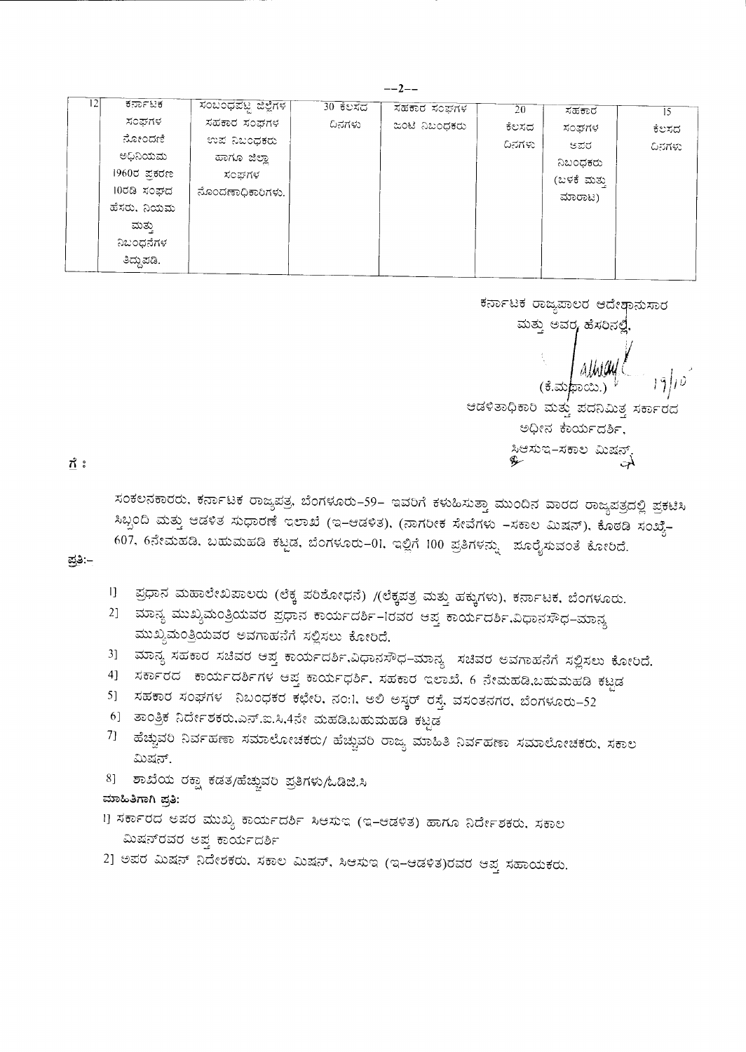| 12 | ಕರ್ನಾಟಕ ಸಂಘಗಳ ನೋಂದಣಿ ಅಧಿನಿಯಮ 1960ರ ಪ್ರಕರಣ 10ರಡಿ ಸಂಘದ ಹೆಸರು, ನಿಯಮ ಮತ್ತು ನಿಬಂಧನೆಗಳ ತಿದ್ದುಪಡಿ. | ಸಂಬಂಧಪಟ್ಟ ಜಿಲ್ಲೆಗಳ ಸಹಕಾರ ಸಂಘಗಳ ಉಪ ನಿಬಂಧಕರು ಹಾಗೂ ಜಿಲ್ಲಾ ಸಂಘಗಳ ನೊಂದಣಾಧಿಕಾರಿಗಳು. | 30 ಕೆಲಸದ ದಿನಗಳು | ಸಹಕಾರ ಸಂಘಗಳ ಜಂಟಿ ನಿಬಂಧಕರು | 20 ಕೆಲಸದ ದಿನಗಳು | ಸಹಕಾರ ಸಂಘಗಳ ಅಪರ ನಿಬಂಧಕರು (ಬಳಕೆ ಮತ್ತು ಮಾರಾಟ) | 15 ಕೆಲಸದ ದಿನಗಳು |
|---|---|---|---|---|---|---|---|

ಕರ್ನಾಟಕ ರಾಜ್ಯಪಾಲರ ಆದೇಶಾನುಸಾರ
ಮತ್ತು ಅವರ ಹೆಸರಿನಲ್ಲಿ,

(ಕೆ.ಮಥಾಯಿ.) 19/10

ಆಡಳಿತಾಧಿಕಾರಿ ಮತ್ತು ಪದನಿಮಿತ್ತ ಸರ್ಕಾರದ
ಅಧೀನ ಕಾರ್ಯದರ್ಶಿ,
ಸಿಆಸುಇ-ಸಕಾಲ ಮಿಷನ್.

ಗೆ :

ಸಂಕಲನಕಾರರು, ಕರ್ನಾಟಕ ರಾಜ್ಯಪತ್ರ, ಬೆಂಗಳೂರು-59- ಇವರಿಗೆ ಕಳುಹಿಸುತ್ತಾ ಮುಂದಿನ ವಾರದ ರಾಜ್ಯಪತ್ರದಲ್ಲಿ ಪ್ರಕಟಿಸಿ ಸಿಬ್ಬಂದಿ ಮತ್ತು ಆಡಳಿತ ಸುಧಾರಣೆ ಇಲಾಖೆ (ಇ-ಆಡಳಿತ), (ನಾಗರೀಕ ಸೇವೆಗಳು -ಸಕಾಲ ಮಿಷನ್), ಕೊಠಡಿ ಸಂಖ್ಯೆ-607, 6ನೇಮಹಡಿ, ಬಹುಮಹಡಿ ಕಟ್ಟಡ, ಬೆಂಗಳೂರು-01, ಇಲ್ಲಿಗೆ 100 ಪ್ರತಿಗಳನ್ನು ಪೂರೈಸುವಂತೆ ಕೋರಿದೆ.

ಪ್ರತಿ:-

1] ಪ್ರಧಾನ ಮಹಾಲೇಖಪಾಲರು (ಲೆಕ್ಕ ಪರಿಶೋಧನೆ) /(ಲೆಕ್ಕಪತ್ರ ಮತ್ತು ಹಕ್ಕುಗಳು), ಕರ್ನಾಟಕ, ಬೆಂಗಳೂರು.
2] ಮಾನ್ಯ ಮುಖ್ಯಮಂತ್ರಿಯವರ ಪ್ರಧಾನ ಕಾರ್ಯದರ್ಶಿ-1ರವರ ಆಪ್ತ ಕಾರ್ಯದರ್ಶಿ,ವಿಧಾನಸೌಧ-ಮಾನ್ಯ ಮುಖ್ಯಮಂತ್ರಿಯವರ ಅವಗಾಹನೆಗೆ ಸಲ್ಲಿಸಲು ಕೋರಿದೆ.
3] ಮಾನ್ಯ ಸಹಕಾರ ಸಚಿವರ ಆಪ್ತ ಕಾರ್ಯದರ್ಶಿ,ವಿಧಾನಸೌಧ-ಮಾನ್ಯ ಸಚಿವರ ಅವಗಾಹನೆಗೆ ಸಲ್ಲಿಸಲು ಕೋರಿದೆ.
4] ಸರ್ಕಾರದ ಕಾರ್ಯದರ್ಶಿಗಳ ಆಪ್ತ ಕಾರ್ಯದರ್ಶಿ, ಸಹಕಾರ ಇಲಾಖೆ, 6 ನೇಮಹಡಿ,ಬಹುಮಹಡಿ ಕಟ್ಟಡ
5] ಸಹಕಾರ ಸಂಘಗಳ ನಿಬಂಧಕರ ಕಛೇರಿ, ನಂ:1, ಅಲಿ ಅಸ್ಕರ್ ರಸ್ತೆ, ವಸಂತನಗರ, ಬೆಂಗಳೂರು-52
6] ತಾಂತ್ರಿಕ ನಿರ್ದೇಶಕರು,ಎನ್.ಐ.ಸಿ,4ನೇ ಮಹಡಿ.ಬಹುಮಹಡಿ ಕಟ್ಟಡ
7] ಹೆಚ್ಚುವರಿ ನಿರ್ವಹಣಾ ಸಮಾಲೋಚಕರು/ ಹೆಚ್ಚುವರಿ ರಾಜ್ಯ ಮಾಹಿತಿ ನಿರ್ವಹಣಾ ಸಮಾಲೋಚಕರು, ಸಕಾಲ ಮಿಷನ್.
8] ಶಾಖೆಯ ರಕ್ಷಾ ಕಡತ/ಹೆಚ್ಚುವರಿ ಪ್ರತಿಗಳು/ಓಡಿಜಿ.ಸಿ

**ಮಾಹಿತಿಗಾಗಿ ಪ್ರತಿ:**

1] ಸರ್ಕಾರದ ಅಪರ ಮುಖ್ಯ ಕಾರ್ಯದರ್ಶಿ ಸಿಆಸುಇ (ಇ-ಆಡಳಿತ) ಹಾಗೂ ನಿರ್ದೇಶಕರು, ಸಕಾಲ ಮಿಷನ್‌ರವರ ಆಪ್ತ ಕಾರ್ಯದರ್ಶಿ
2] ಅಪರ ಮಿಷನ್ ನಿರ್ದೇಶಕರು, ಸಕಾಲ ಮಿಷನ್, ಸಿಆಸುಇ (ಇ-ಆಡಳಿತ)ರವರ ಆಪ್ತ ಸಹಾಯಕರು.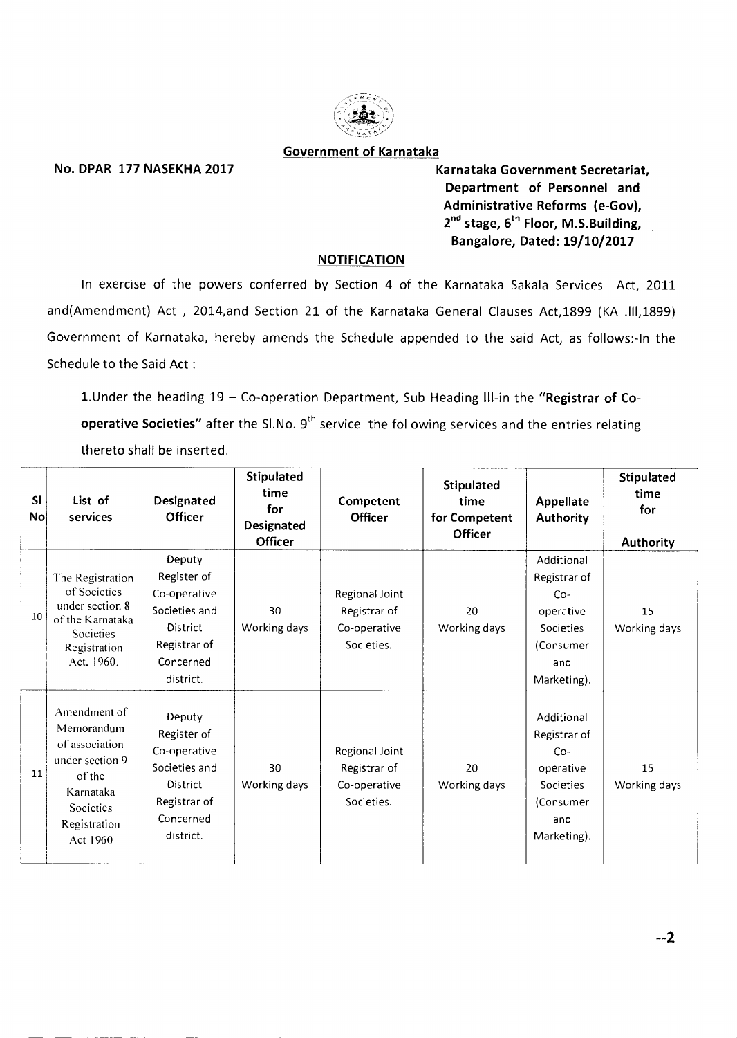## Government of Karnataka

**No. DPAR 177 NASEKHA 2017**

**Karnataka Government Secretariat,**
**Department of Personnel and Administrative Reforms (e-Gov),**
**2nd stage, 6th Floor, M.S.Building,**
**Bangalore, Dated: 19/10/2017**

### NOTIFICATION

In exercise of the powers conferred by Section 4 of the Karnataka Sakala Services Act, 2011 and(Amendment) Act , 2014,and Section 21 of the Karnataka General Clauses Act,1899 (KA .III,1899) Government of Karnataka, hereby amends the Schedule appended to the said Act, as follows:-In the Schedule to the Said Act :

1.Under the heading 19 – Co-operation Department, Sub Heading III-in the **"Registrar of Co-operative Societies"** after the Sl.No. 9th service the following services and the entries relating thereto shall be inserted.

| Sl No | List of services | Designated Officer | Stipulated time for Designated Officer | Competent Officer | Stipulated time for Competent Officer | Appellate Authority | Stipulated time for Authority |
|---|---|---|---|---|---|---|---|
| 10 | The Registration of Societies under section 8 of the Karnataka Societies Registration Act. 1960. | Deputy Register of Co-operative Societies and District Registrar of Concerned district. | 30 Working days | Regional Joint Registrar of Co-operative Societies. | 20 Working days | Additional Registrar of Co-operative Societies (Consumer and Marketing). | 15 Working days |
| 11 | Amendment of Memorandum of association under section 9 of the Karnataka Societies Registration Act 1960 | Deputy Register of Co-operative Societies and District Registrar of Concerned district. | 30 Working days | Regional Joint Registrar of Co-operative Societies. | 20 Working days | Additional Registrar of Co-operative Societies (Consumer and Marketing). | 15 Working days |

--2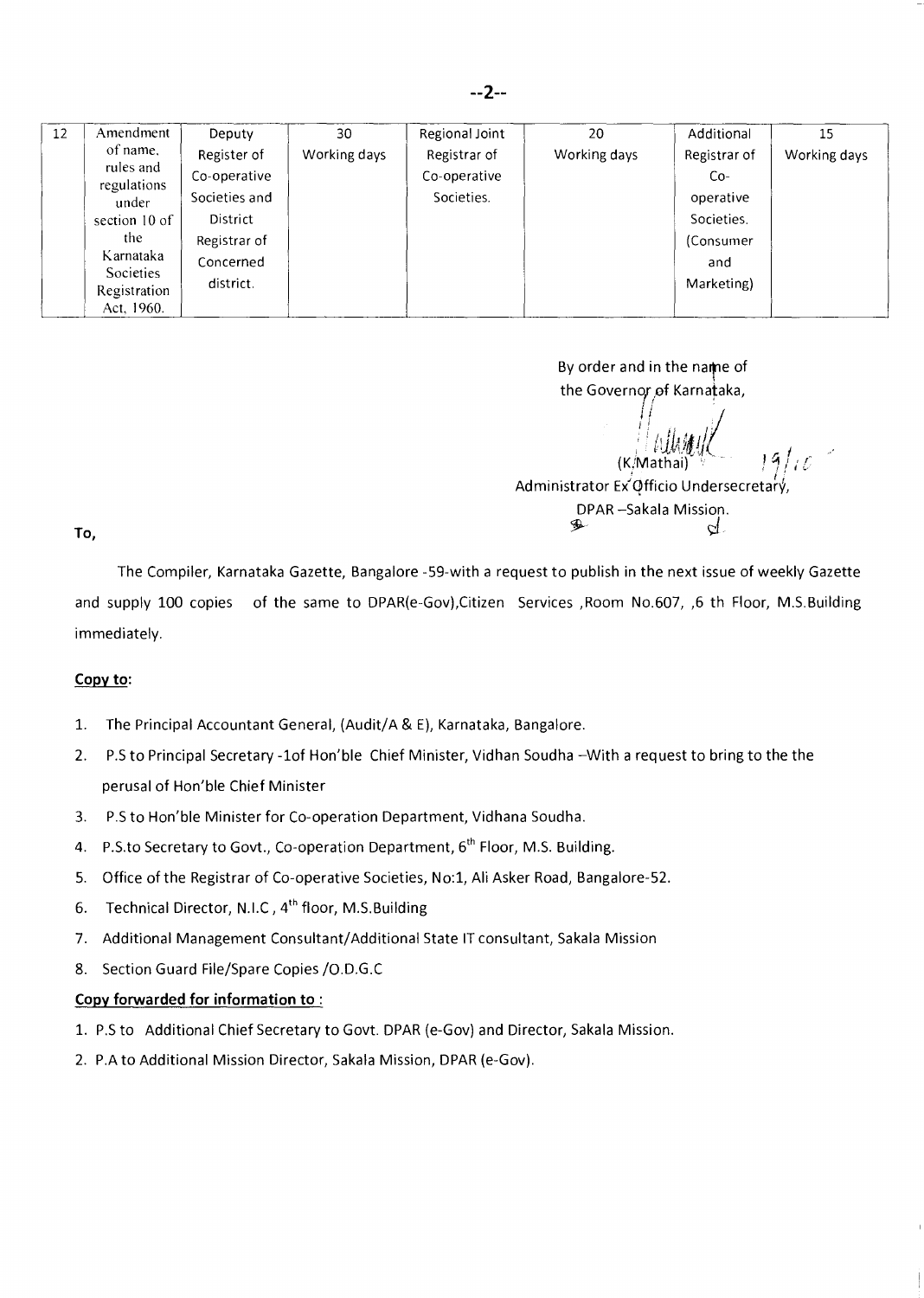| 12 | Amendment of name, rules and regulations under section 10 of the Karnataka Societies Registration Act, 1960. | Deputy Register of Co-operative Societies and District Registrar of Concerned district. | 30 Working days | Regional Joint Registrar of Co-operative Societies. | 20 Working days | Additional Registrar of Co-operative Societies. (Consumer and Marketing) | 15 Working days |
|---|---|---|---|---|---|---|---|

By order and in the name of
the Governor of Karnataka,

(K.Mathai) 19/10
Administrator Ex Officio Undersecretary,
DPAR –Sakala Mission.

**To,**

The Compiler, Karnataka Gazette, Bangalore -59-with a request to publish in the next issue of weekly Gazette and supply 100 copies of the same to DPAR(e-Gov),Citizen Services ,Room No.607, ,6 th Floor, M.S.Building immediately.

**Copy to:**

1. The Principal Accountant General, (Audit/A & E), Karnataka, Bangalore.
2. P.S to Principal Secretary -1of Hon'ble Chief Minister, Vidhan Soudha –With a request to bring to the the perusal of Hon'ble Chief Minister
3. P.S to Hon'ble Minister for Co-operation Department, Vidhana Soudha.
4. P.S.to Secretary to Govt., Co-operation Department, 6th Floor, M.S. Building.
5. Office of the Registrar of Co-operative Societies, No:1, Ali Asker Road, Bangalore-52.
6. Technical Director, N.I.C , 4th floor, M.S.Building
7. Additional Management Consultant/Additional State IT consultant, Sakala Mission
8. Section Guard File/Spare Copies /O.D.G.C

**Copy forwarded for information to :**

1. P.S to Additional Chief Secretary to Govt. DPAR (e-Gov) and Director, Sakala Mission.
2. P.A to Additional Mission Director, Sakala Mission, DPAR (e-Gov).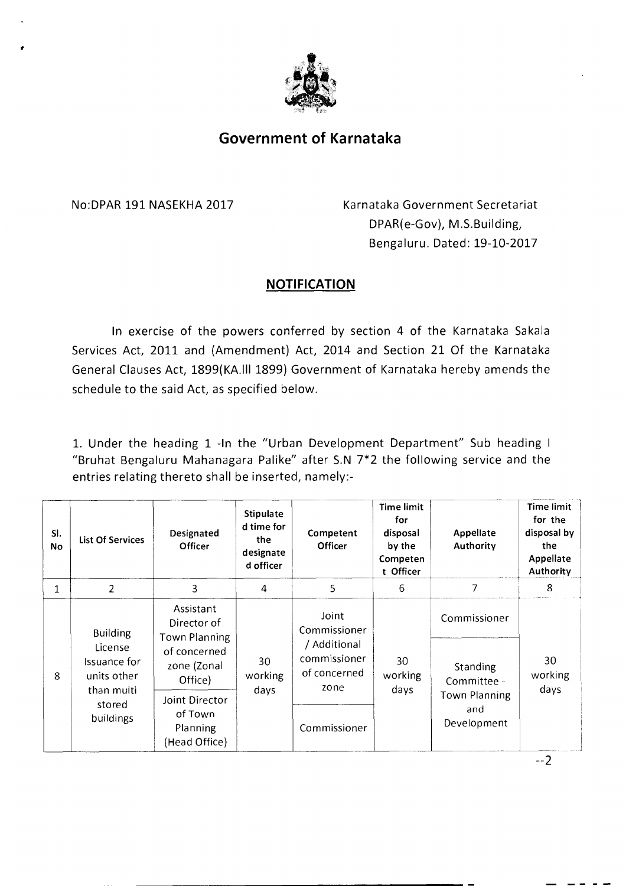# Government of Karnataka

No:DPAR 191 NASEKHA 2017

Karnataka Government Secretariat
DPAR(e-Gov), M.S.Building,
Bengaluru. Dated: 19-10-2017

## NOTIFICATION

In exercise of the powers conferred by section 4 of the Karnataka Sakala Services Act, 2011 and (Amendment) Act, 2014 and Section 21 Of the Karnataka General Clauses Act, 1899(KA.III 1899) Government of Karnataka hereby amends the schedule to the said Act, as specified below.

1. Under the heading 1 -In the "Urban Development Department" Sub heading I "Bruhat Bengaluru Mahanagara Palike" after S.N 7*2 the following service and the entries relating thereto shall be inserted, namely:-

| Sl. No | List Of Services | Designated Officer | Stipulated time for the designated officer | Competent Officer | Time limit for disposal by the Competent Officer | Appellate Authority | Time limit for the disposal by the Appellate Authority |
|---|---|---|---|---|---|---|---|
| 1 | 2 | 3 | 4 | 5 | 6 | 7 | 8 |
| 8 | Building License Issuance for units other than multi stored buildings | Assistant Director of Town Planning of concerned zone (Zonal Office) | 30 working days | Joint Commissioner / Additional commissioner of concerned zone | 30 working days | Commissioner | 30 working days |
| | | Joint Director of Town Planning (Head Office) | | Commissioner | | Standing Committee - Town Planning and Development | |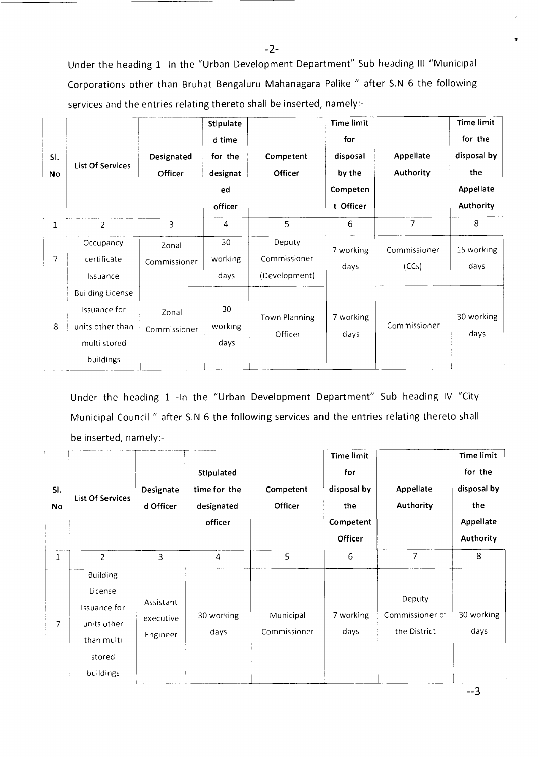Under the heading 1 -In the "Urban Development Department" Sub heading III "Municipal Corporations other than Bruhat Bengaluru Mahanagara Palike " after S.N 6 the following services and the entries relating thereto shall be inserted, namely:-

| Sl. No | List Of Services | Designated Officer | Stipulated time for the designated officer | Competent Officer | Time limit for disposal by the Competent Officer | Appellate Authority | Time limit for the disposal by the Appellate Authority |
|---|---|---|---|---|---|---|---|
| 1 | 2 | 3 | 4 | 5 | 6 | 7 | 8 |
| 7 | Occupancy certificate Issuance | Zonal Commissioner | 30 working days | Deputy Commissioner (Development) | 7 working days | Commissioner (CCs) | 15 working days |
| 8 | Building License Issuance for units other than multi stored buildings | Zonal Commissioner | 30 working days | Town Planning Officer | 7 working days | Commissioner | 30 working days |

Under the heading 1 -In the "Urban Development Department" Sub heading IV "City Municipal Council " after S.N 6 the following services and the entries relating thereto shall be inserted, namely:-

| Sl. No | List Of Services | Designated Officer | Stipulated time for the designated officer | Competent Officer | Time limit for disposal by the Competent Officer | Appellate Authority | Time limit for the disposal by the Appellate Authority |
|---|---|---|---|---|---|---|---|
| 1 | 2 | 3 | 4 | 5 | 6 | 7 | 8 |
| 7 | Building License Issuance for units other than multi stored buildings | Assistant executive Engineer | 30 working days | Municipal Commissioner | 7 working days | Deputy Commissioner of the District | 30 working days |

--3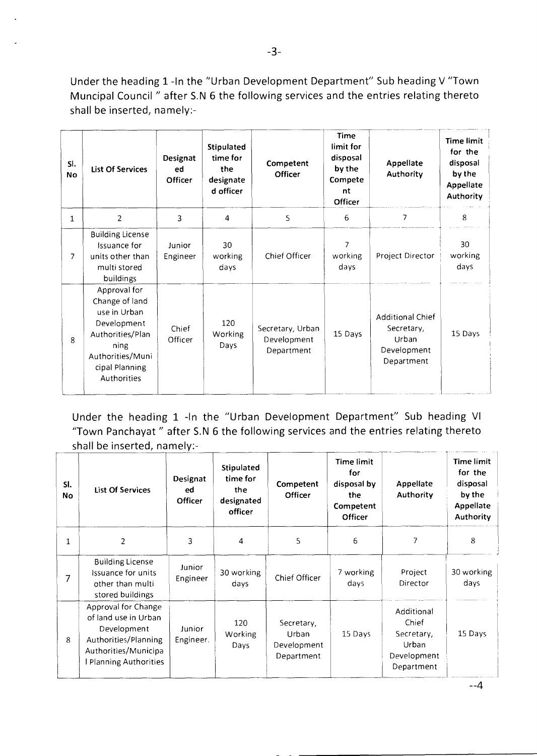Under the heading 1 -In the "Urban Development Department" Sub heading V "Town Muncipal Council " after S.N 6 the following services and the entries relating thereto shall be inserted, namely:-

| Sl. No | List Of Services | Designated Officer | Stipulated time for the designated officer | Competent Officer | Time limit for disposal by the Competent Officer | Appellate Authority | Time limit for the disposal by the Appellate Authority |
|---|---|---|---|---|---|---|---|
| 1 | 2 | 3 | 4 | 5 | 6 | 7 | 8 |
| 7 | Building License Issuance for units other than multi stored buildings | Junior Engineer | 30 working days | Chief Officer | 7 working days | Project Director | 30 working days |
| 8 | Approval for Change of land use in Urban Development Authorities/Planning Authorities/Municipal Planning Authorities | Chief Officer | 120 Working Days | Secretary, Urban Development Department | 15 Days | Additional Chief Secretary, Urban Development Department | 15 Days |

Under the heading 1 -In the "Urban Development Department" Sub heading VI "Town Panchayat " after S.N 6 the following services and the entries relating thereto shall be inserted, namely:-

| Sl. No | List Of Services | Designated Officer | Stipulated time for the designated officer | Competent Officer | Time limit for disposal by the Competent Officer | Appellate Authority | Time limit for the disposal by the Appellate Authority |
|---|---|---|---|---|---|---|---|
| 1 | 2 | 3 | 4 | 5 | 6 | 7 | 8 |
| 7 | Building License Issuance for units other than multi stored buildings | Junior Engineer | 30 working days | Chief Officer | 7 working days | Project Director | 30 working days |
| 8 | Approval for Change of land use in Urban Development Authorities/Planning Authorities/Municipal Planning Authorities | Junior Engineer. | 120 Working Days | Secretary, Urban Development Department | 15 Days | Additional Chief Secretary, Urban Development Department | 15 Days |

--4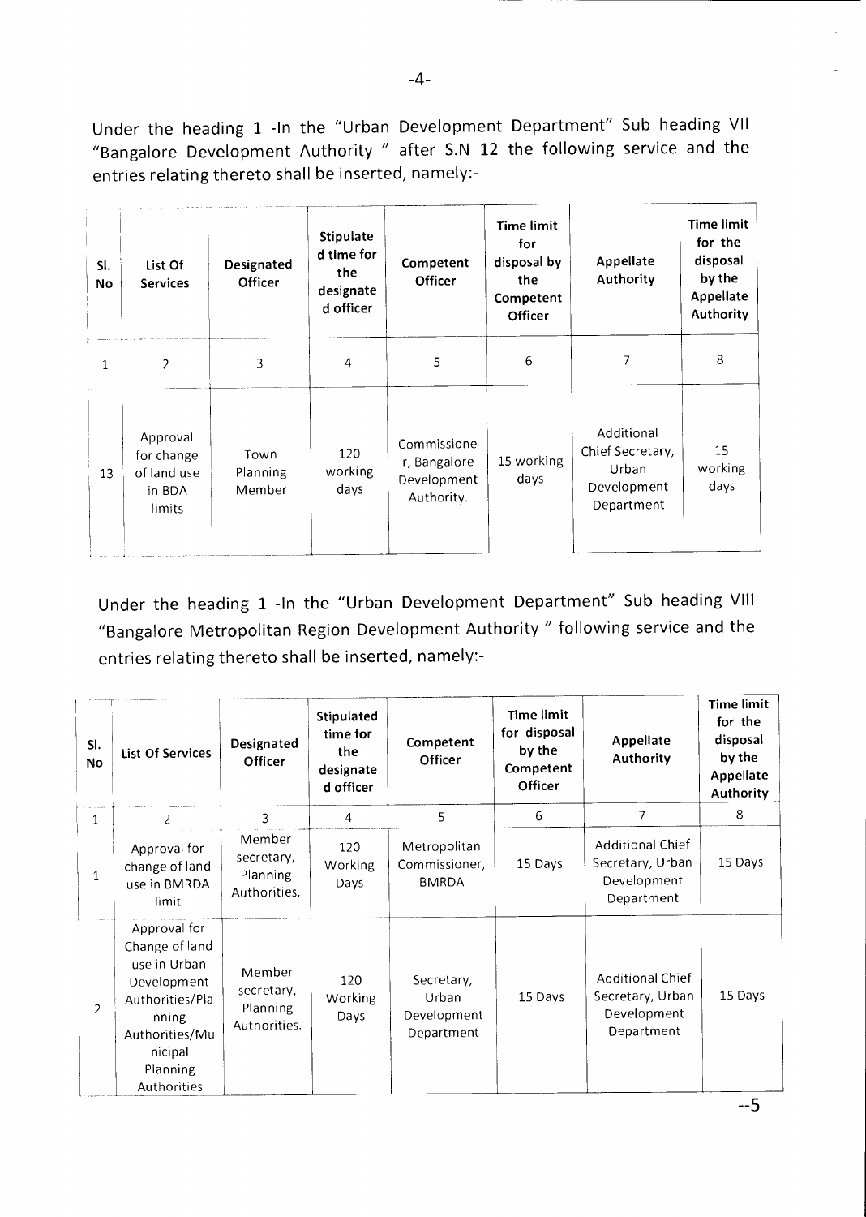Under the heading 1 -In the "Urban Development Department" Sub heading VII "Bangalore Development Authority " after S.N 12 the following service and the entries relating thereto shall be inserted, namely:-

| Sl. No | List Of Services | Designated Officer | Stipulated time for the designated officer | Competent Officer | Time limit for disposal by the Competent Officer | Appellate Authority | Time limit for the disposal by the Appellate Authority |
|---|---|---|---|---|---|---|---|
| 1 | 2 | 3 | 4 | 5 | 6 | 7 | 8 |
| 13 | Approval for change of land use in BDA limits | Town Planning Member | 120 working days | Commissioner, Bangalore Development Authority. | 15 working days | Additional Chief Secretary, Urban Development Department | 15 working days |

Under the heading 1 -In the "Urban Development Department" Sub heading VIII "Bangalore Metropolitan Region Development Authority " following service and the entries relating thereto shall be inserted, namely:-

| Sl. No | List Of Services | Designated Officer | Stipulated time for the designated officer | Competent Officer | Time limit for disposal by the Competent Officer | Appellate Authority | Time limit for the disposal by the Appellate Authority |
|---|---|---|---|---|---|---|---|
| 1 | 2 | 3 | 4 | 5 | 6 | 7 | 8 |
| 1 | Approval for change of land use in BMRDA limit | Member secretary, Planning Authorities. | 120 Working Days | Metropolitan Commissioner, BMRDA | 15 Days | Additional Chief Secretary, Urban Development Department | 15 Days |
| 2 | Approval for Change of land use in Urban Development Authorities/Planning Authorities/Municipal Planning Authorities | Member secretary, Planning Authorities. | 120 Working Days | Secretary, Urban Development Department | 15 Days | Additional Chief Secretary, Urban Development Department | 15 Days |

--5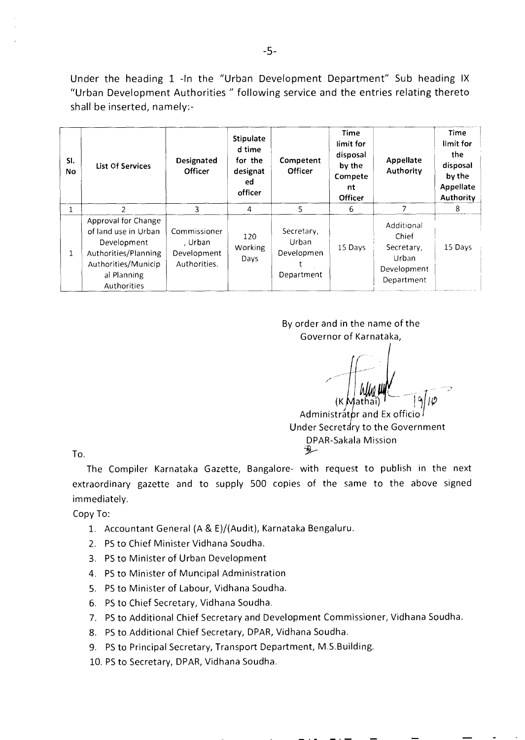Under the heading 1 -In the "Urban Development Department" Sub heading IX "Urban Development Authorities " following service and the entries relating thereto shall be inserted, namely:-

| Sl. No | List Of Services | Designated Officer | Stipulated time for the designated officer | Competent Officer | Time limit for disposal by the Competent Officer | Appellate Authority | Time limit for the disposal by the Appellate Authority |
|---|---|---|---|---|---|---|---|
| 1 | 2 | 3 | 4 | 5 | 6 | 7 | 8 |
| 1 | Approval for Change of land use in Urban Development Authorities/Planning Authorities/Municipal Planning Authorities | Commissioner, Urban Development Authorities. | 120 Working Days | Secretary, Urban Development Department | 15 Days | Additional Chief Secretary, Urban Development Department | 15 Days |

By order and in the name of the
Governor of Karnataka,

(K Mathai) 19/10
Administrator and Ex officio
Under Secretary to the Government
DPAR-Sakala Mission

To.

The Compiler Karnataka Gazette, Bangalore- with request to publish in the next extraordinary gazette and to supply 500 copies of the same to the above signed immediately.

Copy To:

1. Accountant General (A & E)/(Audit), Karnataka Bengaluru.
2. PS to Chief Minister Vidhana Soudha.
3. PS to Minister of Urban Development
4. PS to Minister of Muncipal Administration
5. PS to Minister of Labour, Vidhana Soudha.
6. PS to Chief Secretary, Vidhana Soudha.
7. PS to Additional Chief Secretary and Development Commissioner, Vidhana Soudha.
8. PS to Additional Chief Secretary, DPAR, Vidhana Soudha.
9. PS to Principal Secretary, Transport Department, M.S.Building.
10. PS to Secretary, DPAR, Vidhana Soudha.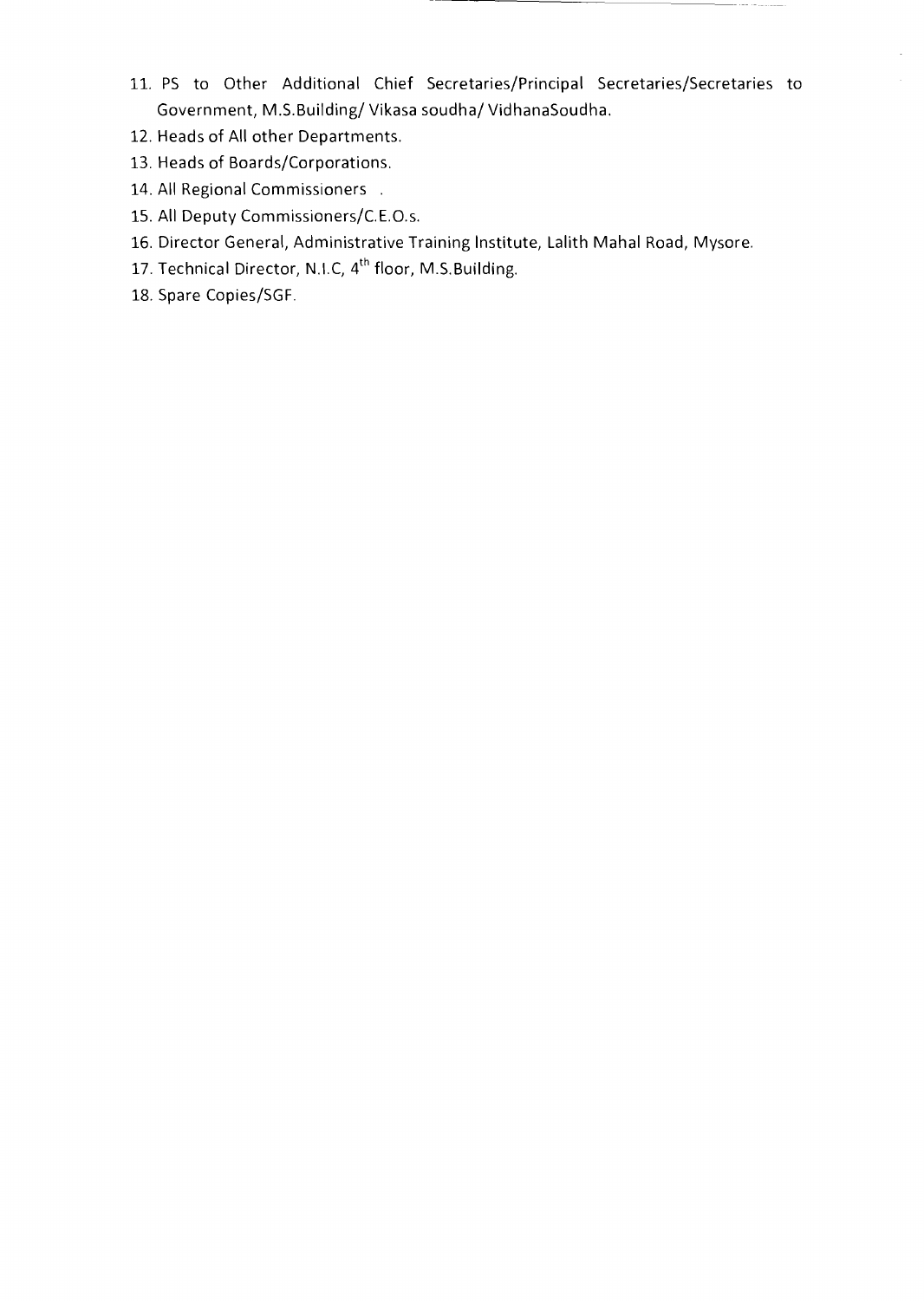11. PS to Other Additional Chief Secretaries/Principal Secretaries/Secretaries to Government, M.S.Building/ Vikasa soudha/ VidhanaSoudha.
12. Heads of All other Departments.
13. Heads of Boards/Corporations.
14. All Regional Commissioners .
15. All Deputy Commissioners/C.E.O.s.
16. Director General, Administrative Training Institute, Lalith Mahal Road, Mysore.
17. Technical Director, N.I.C, 4th floor, M.S.Building.
18. Spare Copies/SGF.